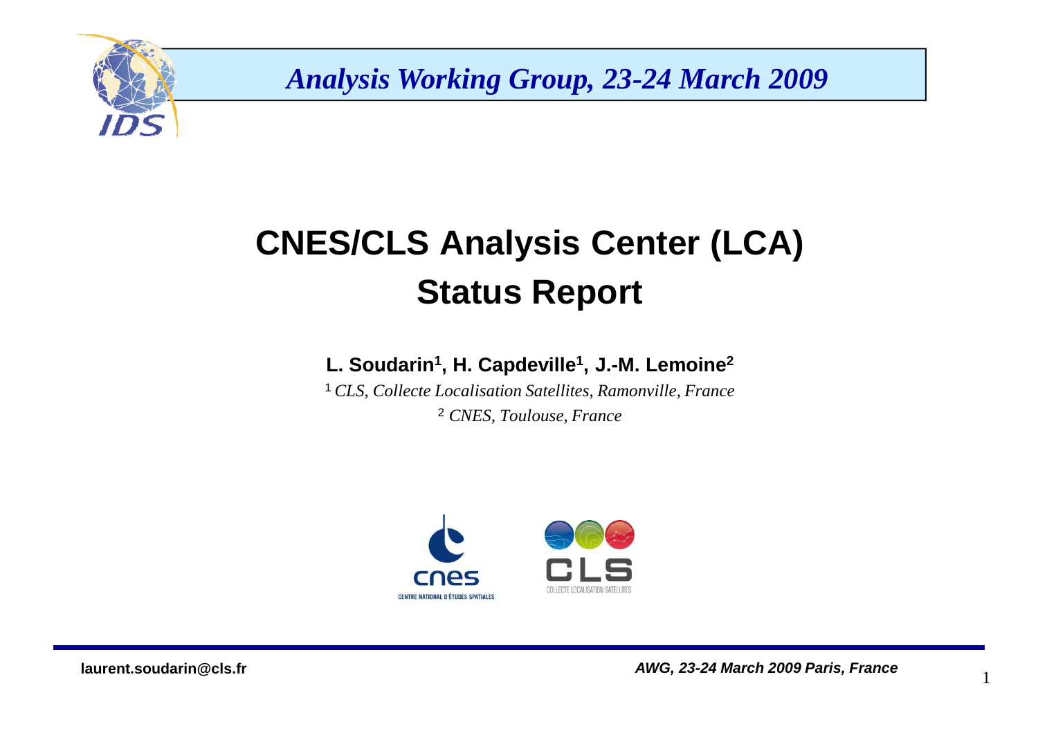# CNES/CLS Analysis Center (LCA)
# Status Report

**L. Soudarin[1], H. Capdeville[1], J.-M. Lemoine[2]**

[1] *CLS, Collecte Localisation Satellites, Ramonville, France*

[2] *CNES, Toulouse, France*

laurent.soudarin@cls.fr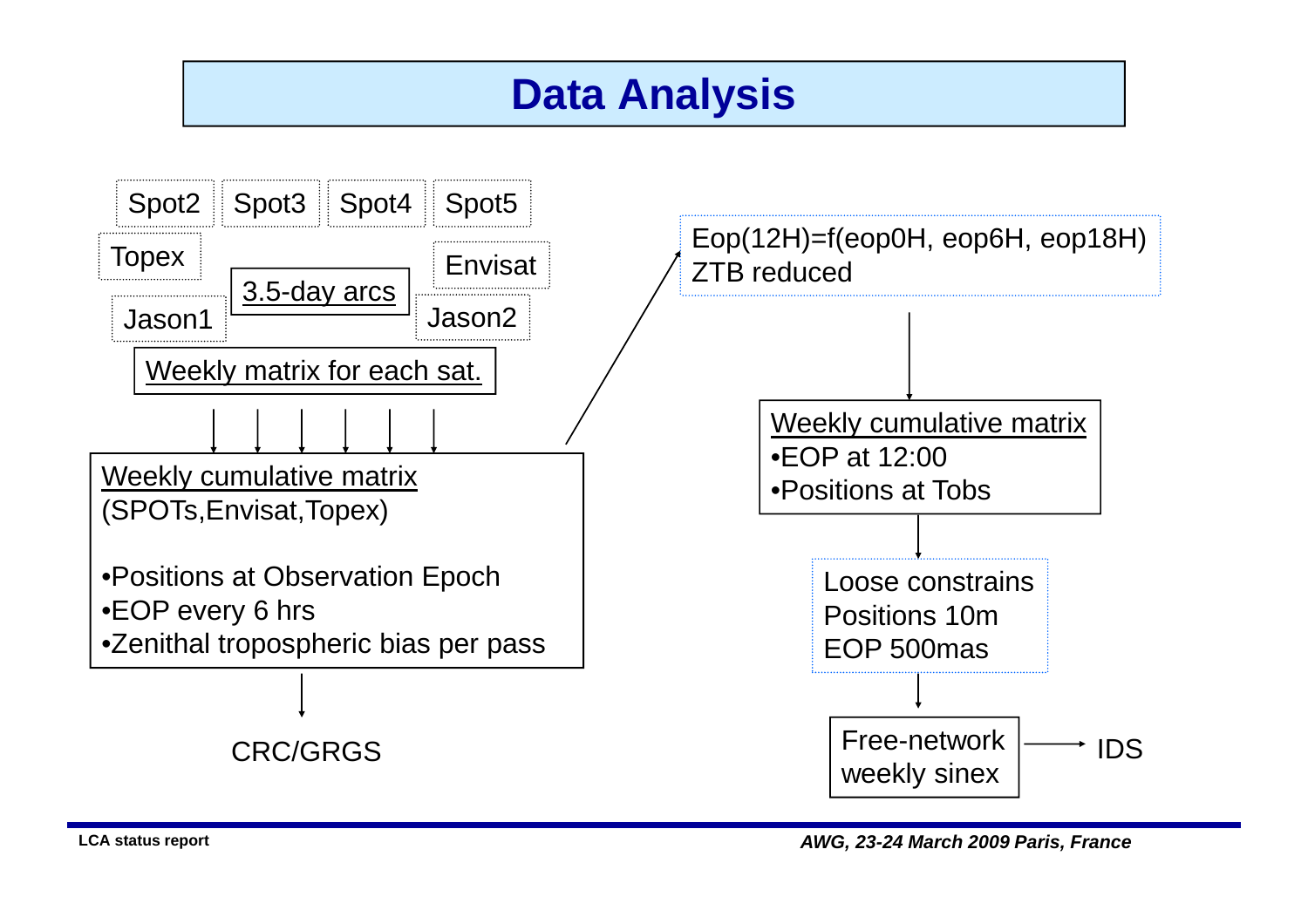# Data Analysis

Spot2 Spot3 Spot4 Spot5

Topex

Envisat

3.5-day arcs

Jason1

Jason2

Weekly matrix for each sat.

**Weekly cumulative matrix**
(SPOTs,Envisat,Topex)

- Positions at Observation Epoch
- EOP every 6 hrs
- Zenithal tropospheric bias per pass

CRC/GRGS

Eop(12H)=f(eop0H, eop6H, eop18H)
ZTB reduced

**Weekly cumulative matrix**

- EOP at 12:00
- Positions at Tobs

Loose constrains
Positions 10m
EOP 500mas

Free-network weekly sinex → IDS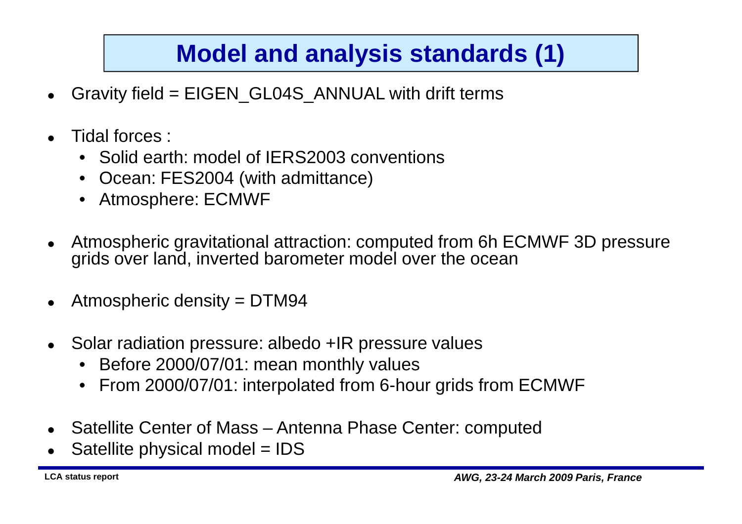# Model and analysis standards (1)

- Gravity field = EIGEN_GL04S_ANNUAL with drift terms
- Tidal forces :
  - Solid earth: model of IERS2003 conventions
  - Ocean: FES2004 (with admittance)
  - Atmosphere: ECMWF
- Atmospheric gravitational attraction: computed from 6h ECMWF 3D pressure grids over land, inverted barometer model over the ocean
- Atmospheric density = DTM94
- Solar radiation pressure: albedo +IR pressure values
  - Before 2000/07/01: mean monthly values
  - From 2000/07/01: interpolated from 6-hour grids from ECMWF
- Satellite Center of Mass – Antenna Phase Center: computed
- Satellite physical model = IDS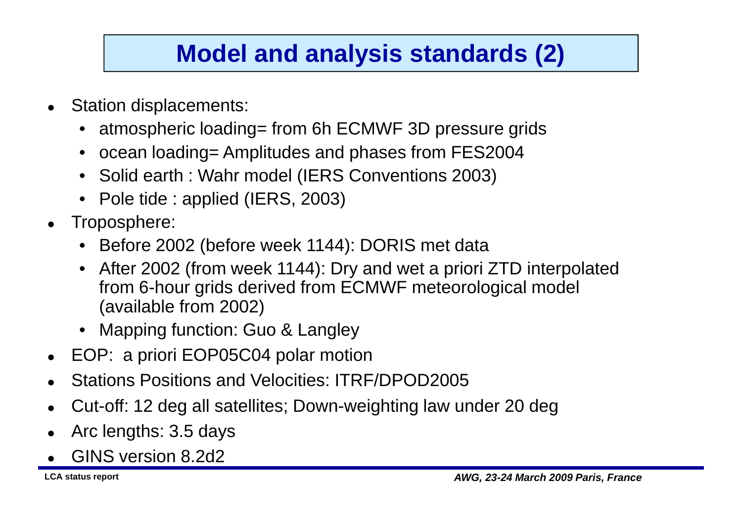# Model and analysis standards (2)

- Station displacements:
  - atmospheric loading= from 6h ECMWF 3D pressure grids
  - ocean loading= Amplitudes and phases from FES2004
  - Solid earth : Wahr model (IERS Conventions 2003)
  - Pole tide : applied (IERS, 2003)
- Troposphere:
  - Before 2002 (before week 1144): DORIS met data
  - After 2002 (from week 1144): Dry and wet a priori ZTD interpolated from 6-hour grids derived from ECMWF meteorological model (available from 2002)
  - Mapping function: Guo & Langley
- EOP: a priori EOP05C04 polar motion
- Stations Positions and Velocities: ITRF/DPOD2005
- Cut-off: 12 deg all satellites; Down-weighting law under 20 deg
- Arc lengths: 3.5 days
- GINS version 8.2d2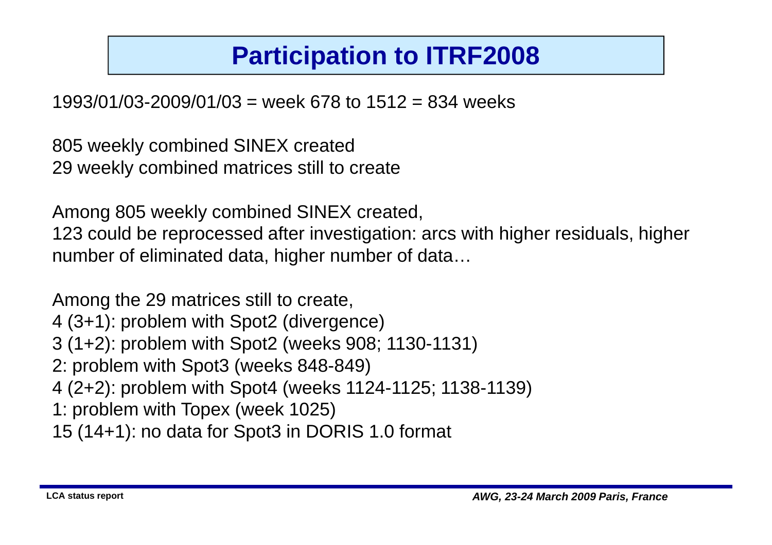# Participation to ITRF2008

1993/01/03-2009/01/03 = week 678 to 1512 = 834 weeks

805 weekly combined SINEX created
29 weekly combined matrices still to create

Among 805 weekly combined SINEX created,
123 could be reprocessed after investigation: arcs with higher residuals, higher number of eliminated data, higher number of data…

Among the 29 matrices still to create,
4 (3+1): problem with Spot2 (divergence)
3 (1+2): problem with Spot2 (weeks 908; 1130-1131)
2: problem with Spot3 (weeks 848-849)
4 (2+2): problem with Spot4 (weeks 1124-1125; 1138-1139)
1: problem with Topex (week 1025)
15 (14+1): no data for Spot3 in DORIS 1.0 format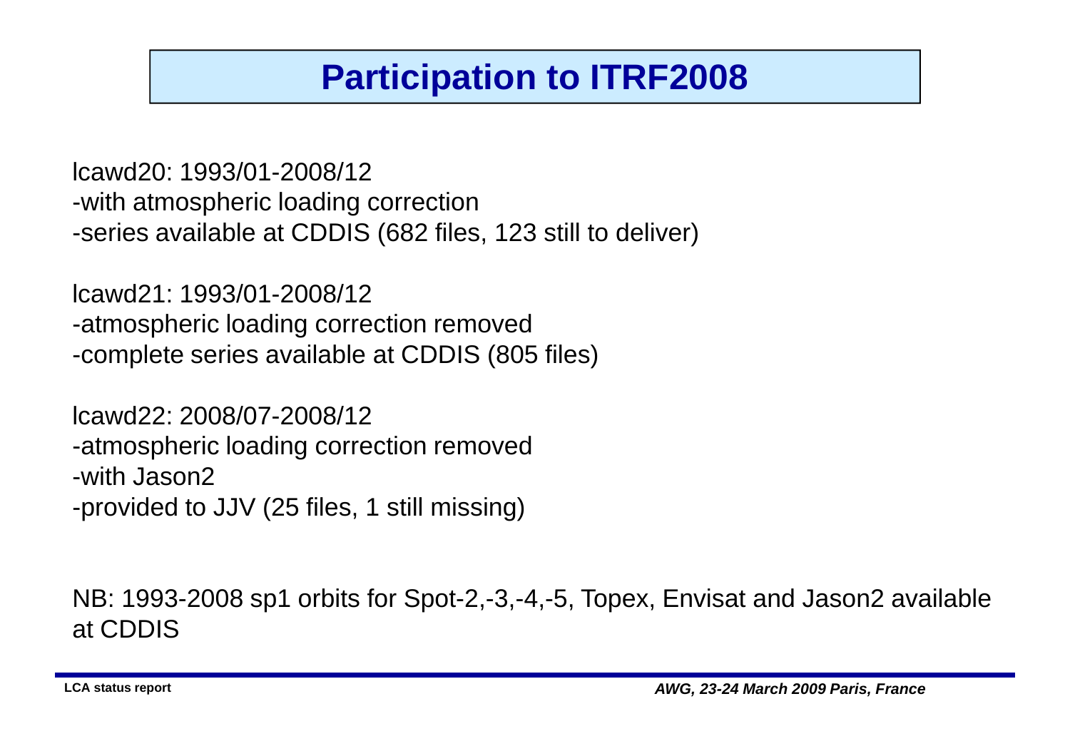# Participation to ITRF2008

lcawd20: 1993/01-2008/12
-with atmospheric loading correction
-series available at CDDIS (682 files, 123 still to deliver)

lcawd21: 1993/01-2008/12
-atmospheric loading correction removed
-complete series available at CDDIS (805 files)

lcawd22: 2008/07-2008/12
-atmospheric loading correction removed
-with Jason2
-provided to JJV (25 files, 1 still missing)

NB: 1993-2008 sp1 orbits for Spot-2,-3,-4,-5, Topex, Envisat and Jason2 available at CDDIS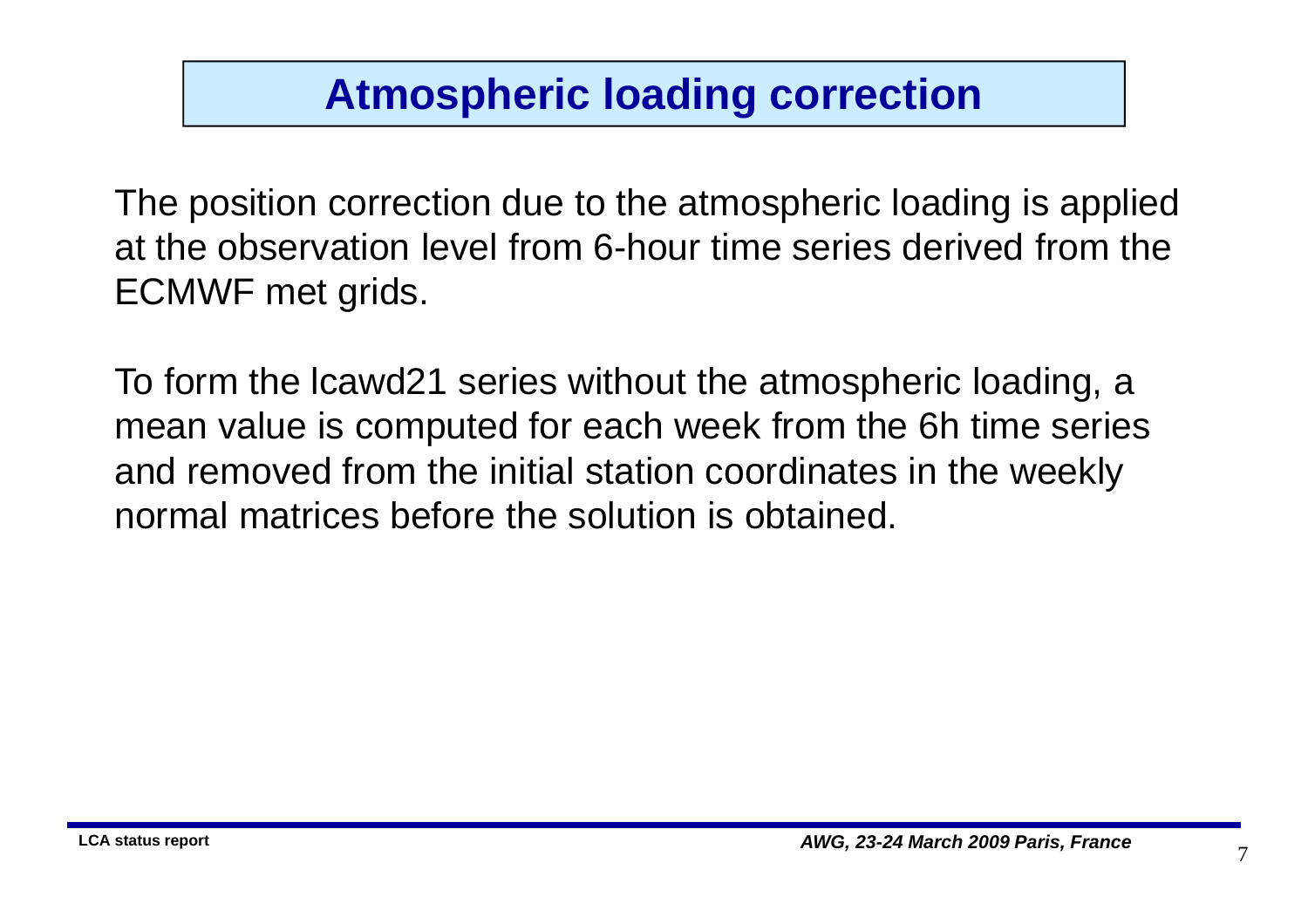# Atmospheric loading correction

The position correction due to the atmospheric loading is applied at the observation level from 6-hour time series derived from the ECMWF met grids.

To form the lcawd21 series without the atmospheric loading, a mean value is computed for each week from the 6h time series and removed from the initial station coordinates in the weekly normal matrices before the solution is obtained.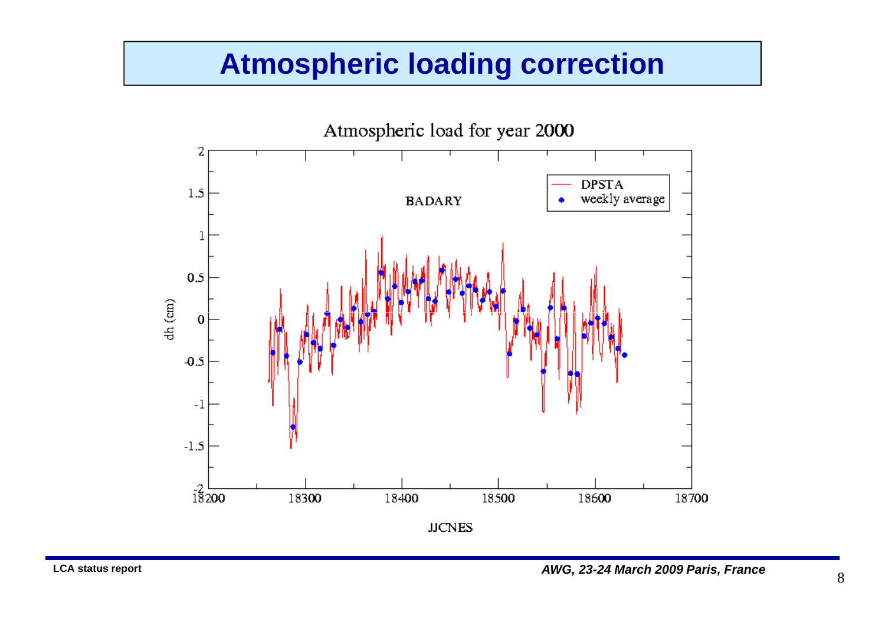# Atmospheric loading correction

Atmospheric load for year 2000

BADARY

DPSTA
weekly average

dh (cm)

JJCNES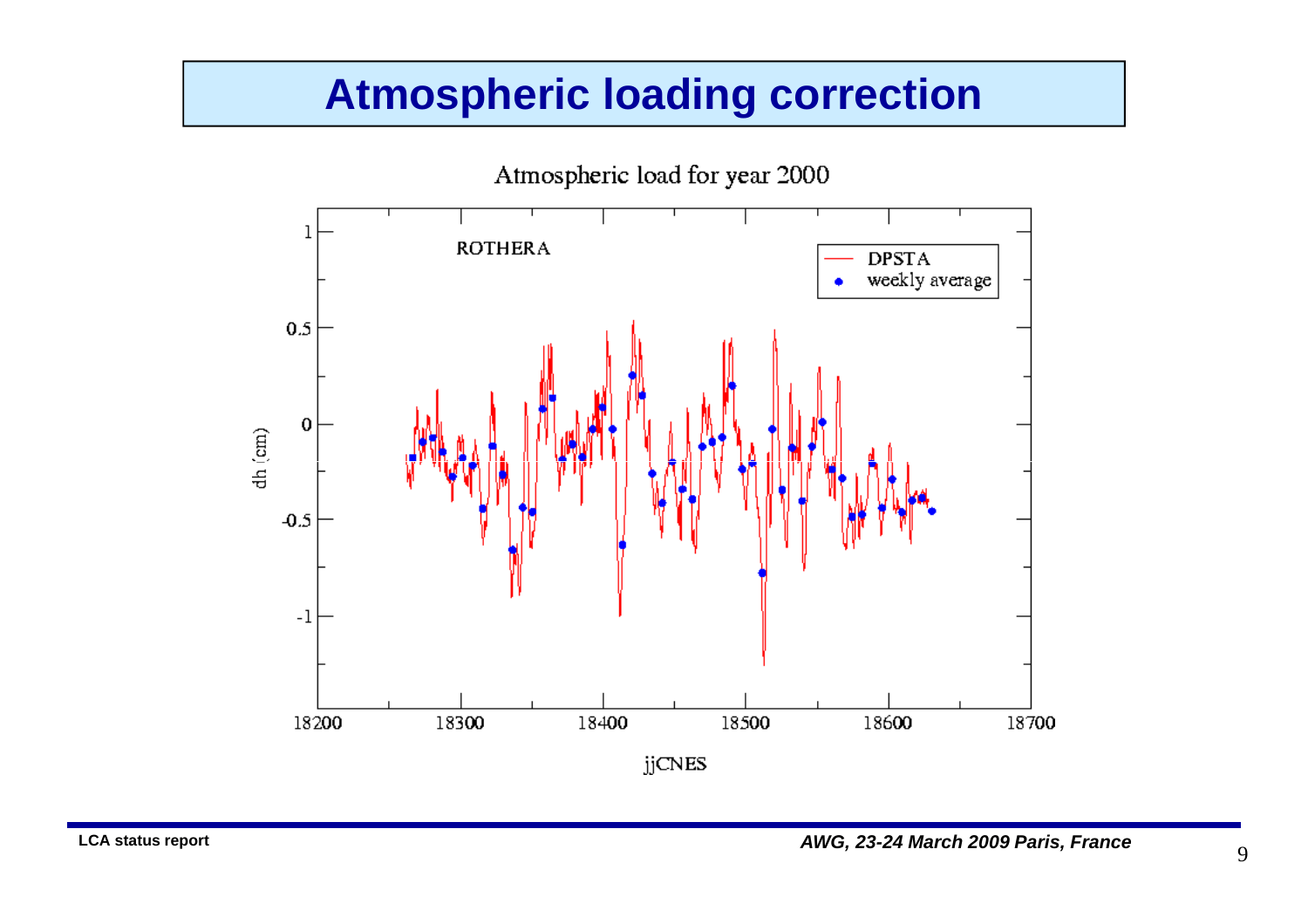# Atmospheric loading correction

Atmospheric load for year 2000

ROTHERA

- DPSTA
- weekly average

dh (cm)

jjCNES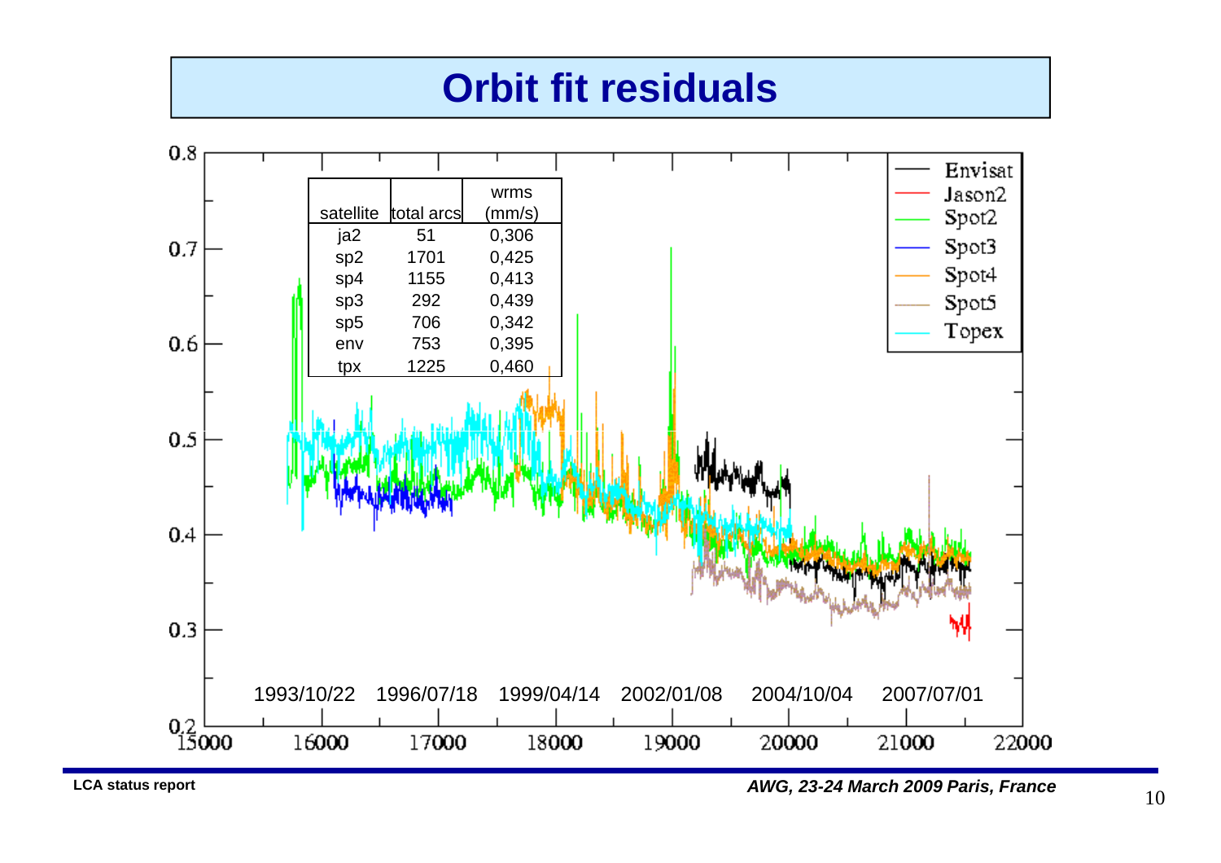# Orbit fit residuals

| satellite | total arcs | wrms (mm/s) |
|---|---|---|
| ja2 | 51 | 0,306 |
| sp2 | 1701 | 0,425 |
| sp4 | 1155 | 0,413 |
| sp3 | 292 | 0,439 |
| sp5 | 706 | 0,342 |
| env | 753 | 0,395 |
| tpx | 1225 | 0,460 |

Legend: Envisat, Jason2, Spot2, Spot3, Spot4, Spot5, Topex

Dates: 1993/10/22, 1996/07/18, 1999/04/14, 2002/01/08, 2004/10/04, 2007/07/01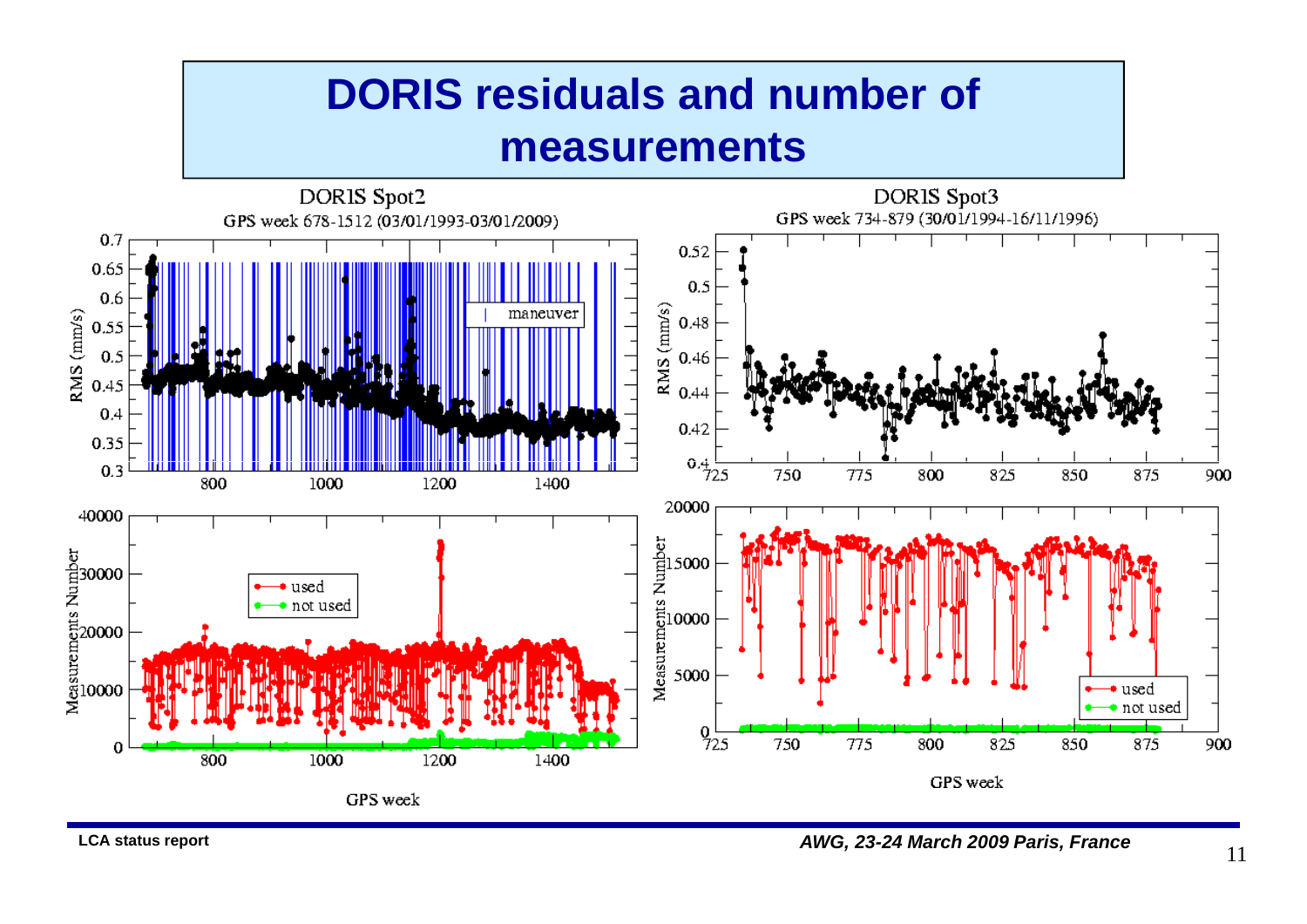# DORIS residuals and number of measurements

DORIS Spot2
GPS week 678-1512 (03/01/1993-03/01/2009)

DORIS Spot3
GPS week 734-879 (30/01/1994-16/11/1996)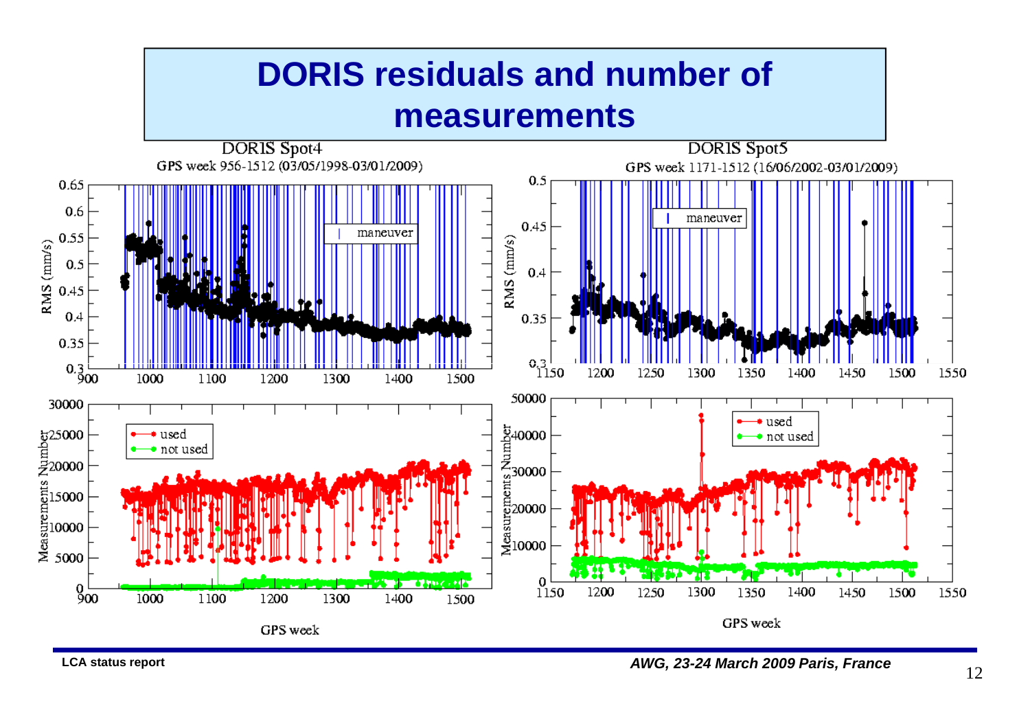# DORIS residuals and number of measurements

DORIS Spot4

GPS week 956-1512 (03/05/1998-03/01/2009)

DORIS Spot5

GPS week 1171-1512 (16/06/2002-03/01/2009)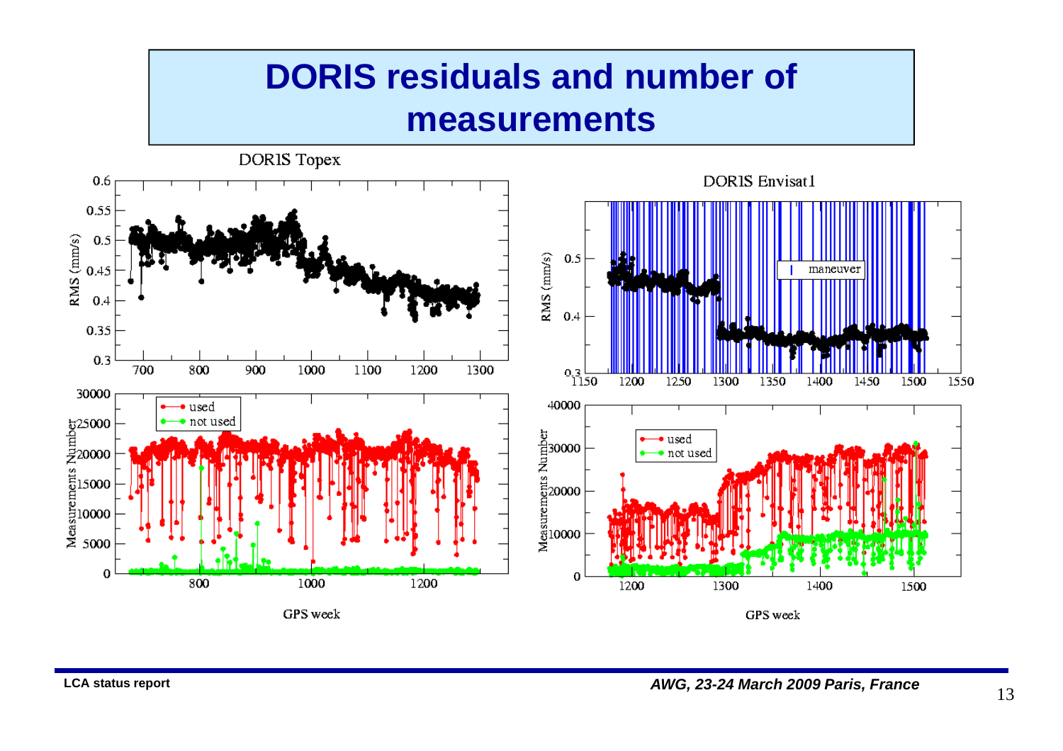# DORIS residuals and number of measurements

DORIS Topex

DORIS Envisat1

GPS week

GPS week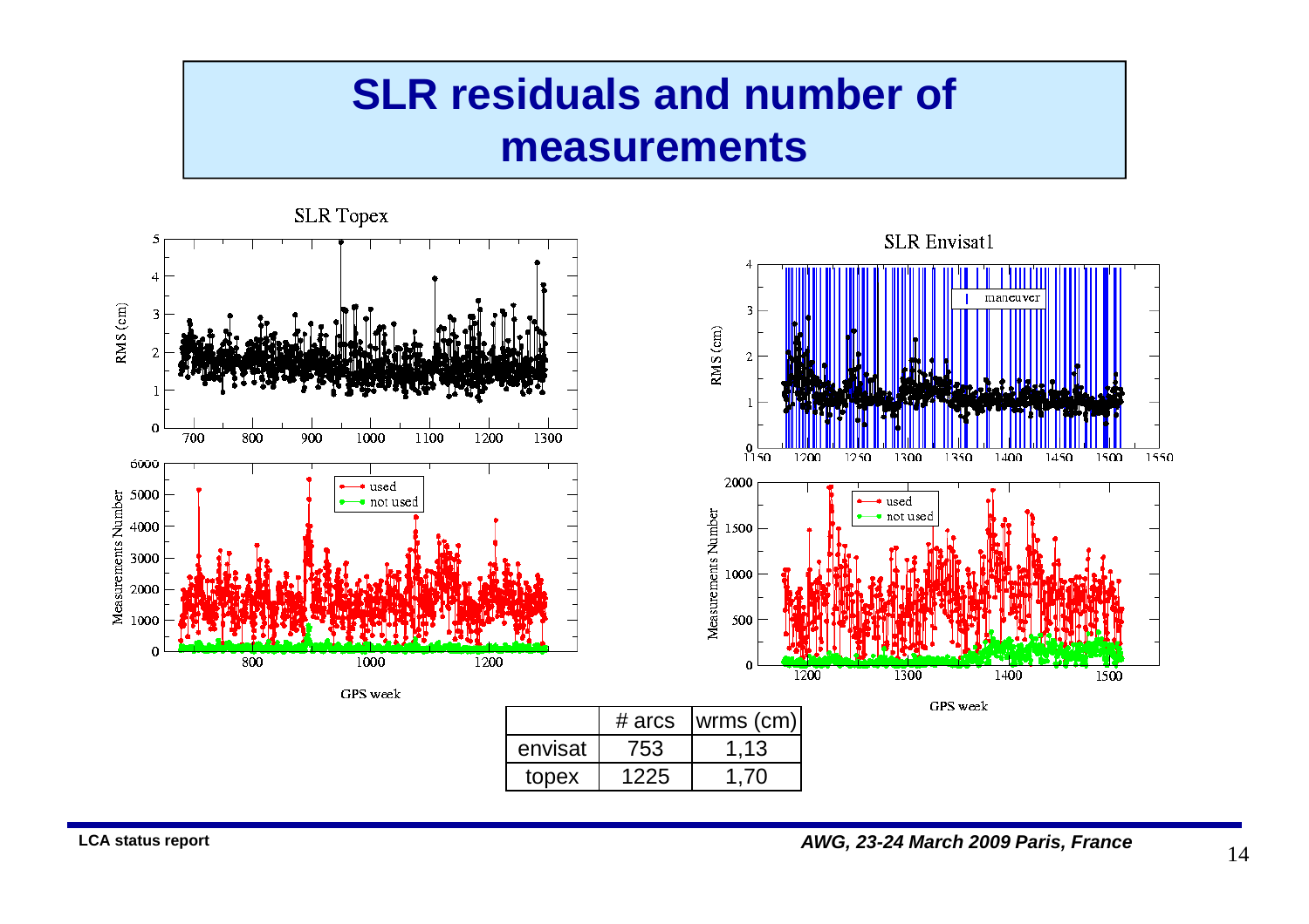# SLR residuals and number of measurements

|  | # arcs | wrms (cm) |
|---|---|---|
| envisat | 753 | 1,13 |
| topex | 1225 | 1,70 |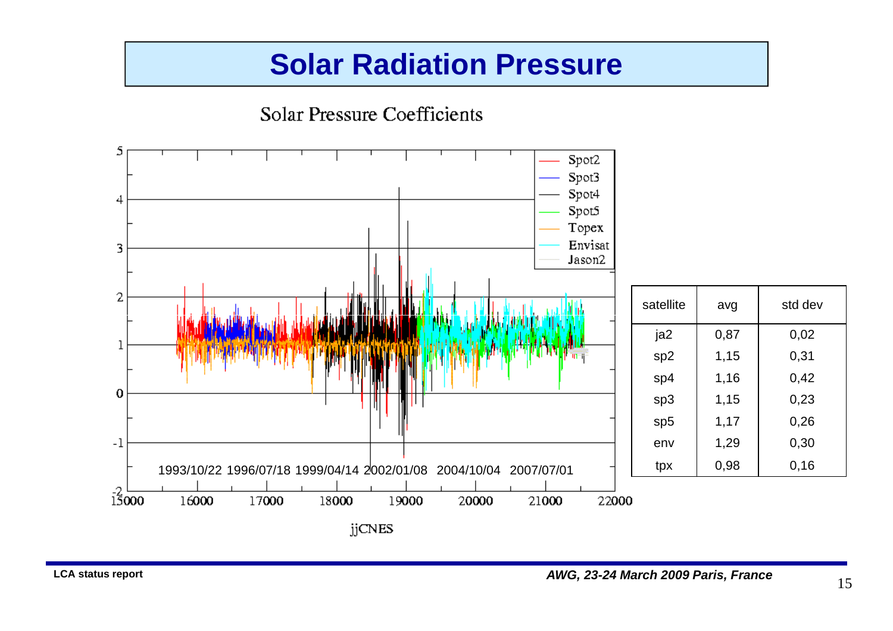# Solar Radiation Pressure

Solar Pressure Coefficients

| satellite | avg | std dev |
|---|---|---|
| ja2 | 0,87 | 0,02 |
| sp2 | 1,15 | 0,31 |
| sp4 | 1,16 | 0,42 |
| sp3 | 1,15 | 0,23 |
| sp5 | 1,17 | 0,26 |
| env | 1,29 | 0,30 |
| tpx | 0,98 | 0,16 |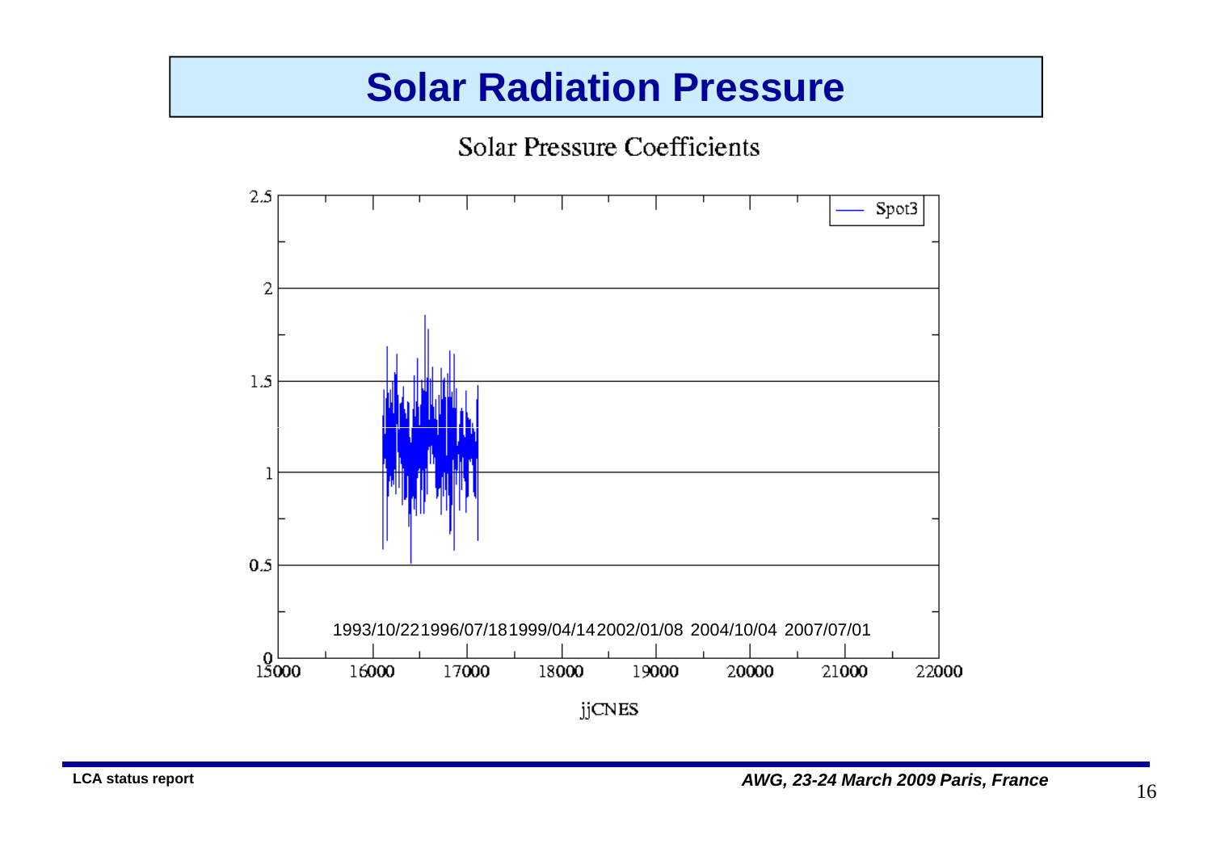# Solar Radiation Pressure

Solar Pressure Coefficients

Spot3

1993/10/22 1996/07/18 1999/04/14 2002/01/08 2004/10/04 2007/07/01

jjCNES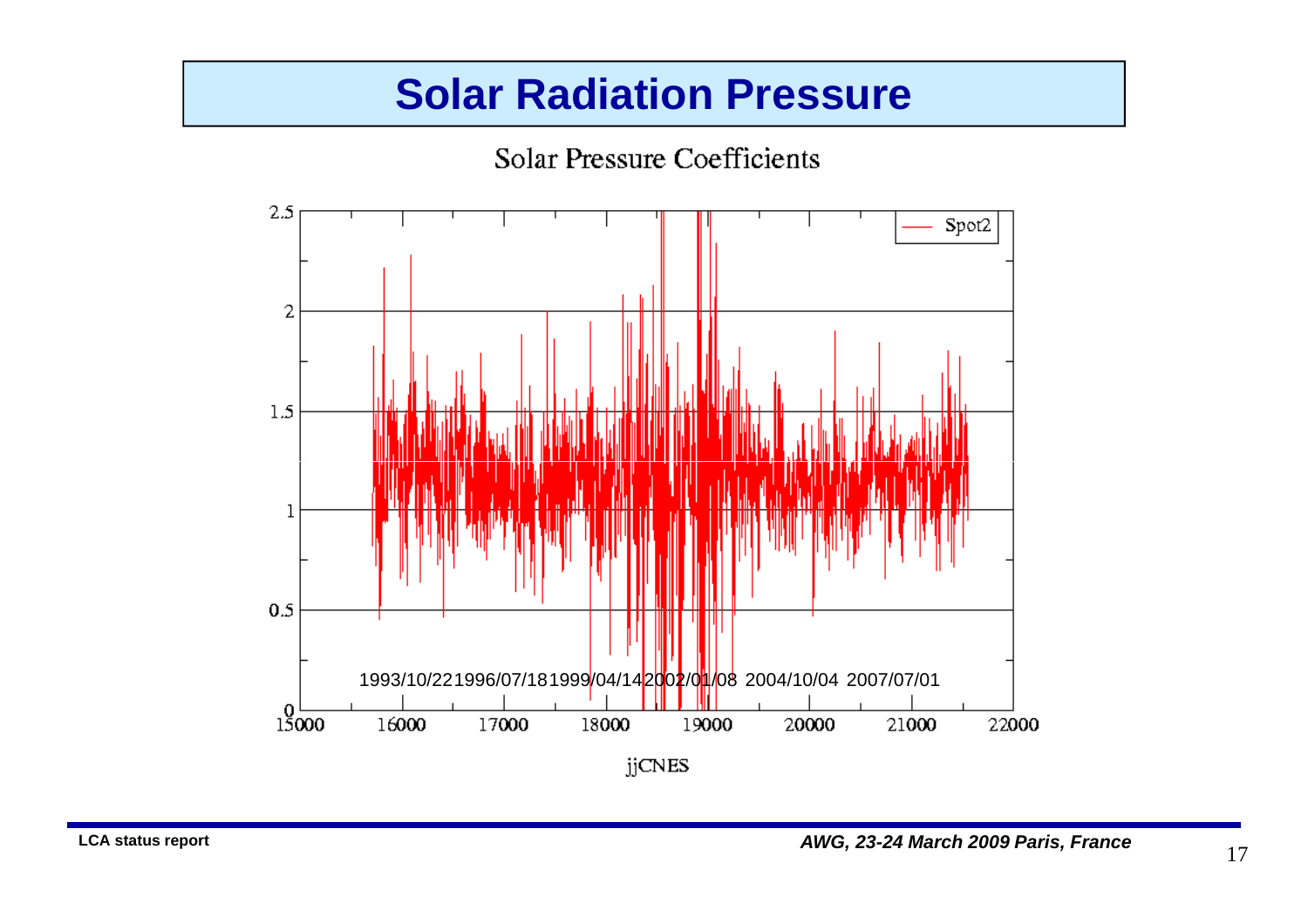# Solar Radiation Pressure

Solar Pressure Coefficients

Spot2

1993/10/22 1996/07/18 1999/04/14 2002/01/08 2004/10/04 2007/07/01

jjCNES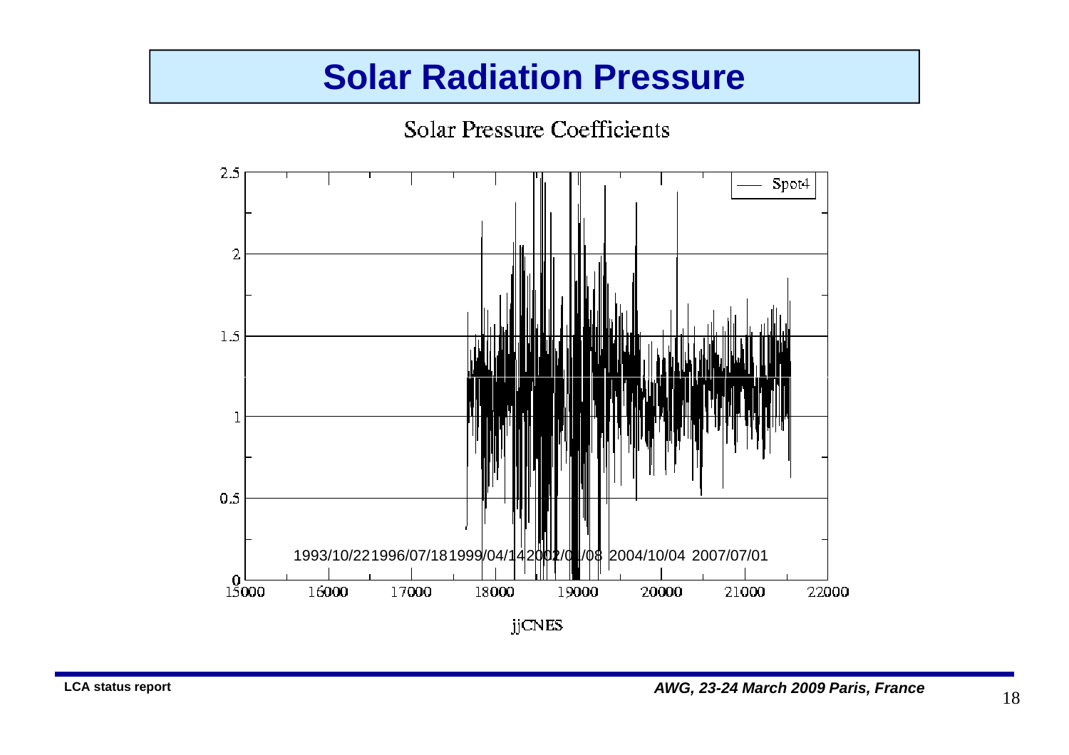# Solar Radiation Pressure

Solar Pressure Coefficients

Spot4

1993/10/22 1996/07/18 1999/04/14 2002/01/08 2004/10/04 2007/07/01

jjCNES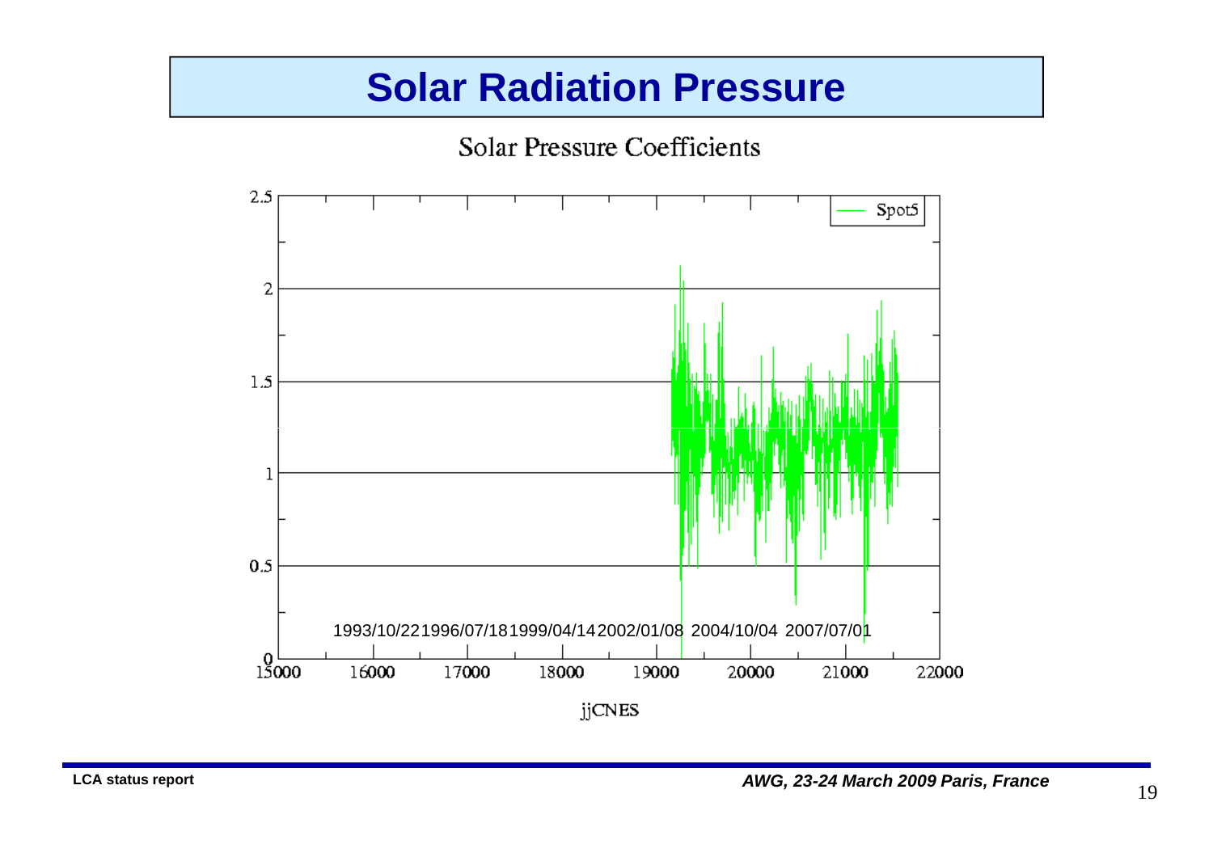# Solar Radiation Pressure

Solar Pressure Coefficients

Spot5

2.5

2

1.5

1

0.5

0

1993/10/22 1996/07/18 1999/04/14 2002/01/08 2004/10/04 2007/07/01

15000 16000 17000 18000 19000 20000 21000 22000

jjCNES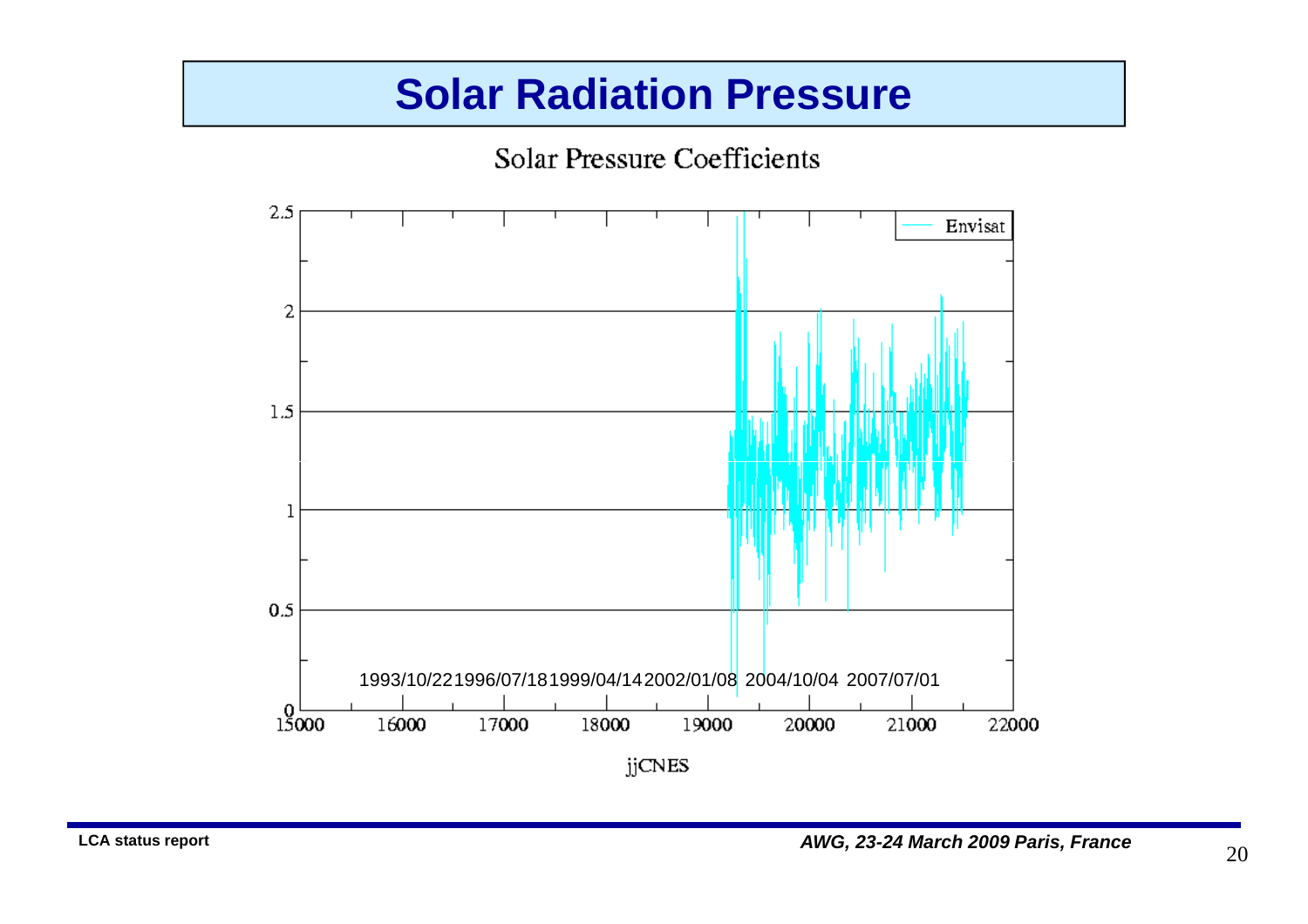# Solar Radiation Pressure

Solar Pressure Coefficients

Envisat

1993/10/22 1996/07/18 1999/04/14 2002/01/08 2004/10/04 2007/07/01

jjCNES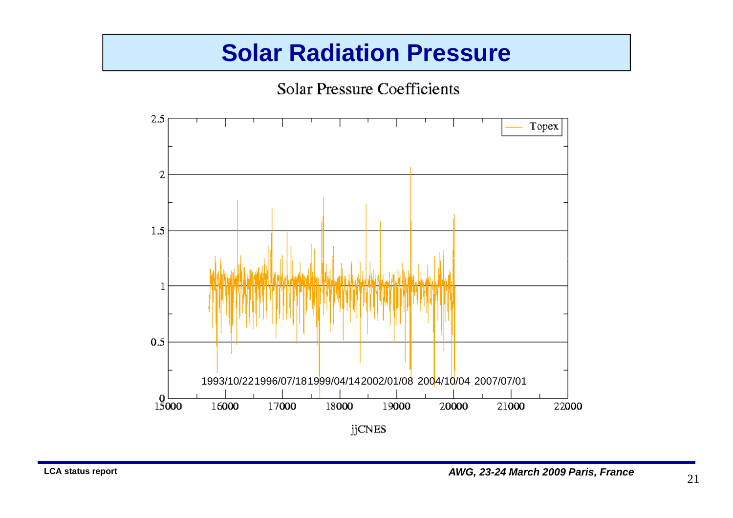# Solar Radiation Pressure

Solar Pressure Coefficients

Topex

1993/10/22 1996/07/18 1999/04/14 2002/01/08 2004/10/04 2007/07/01

jjCNES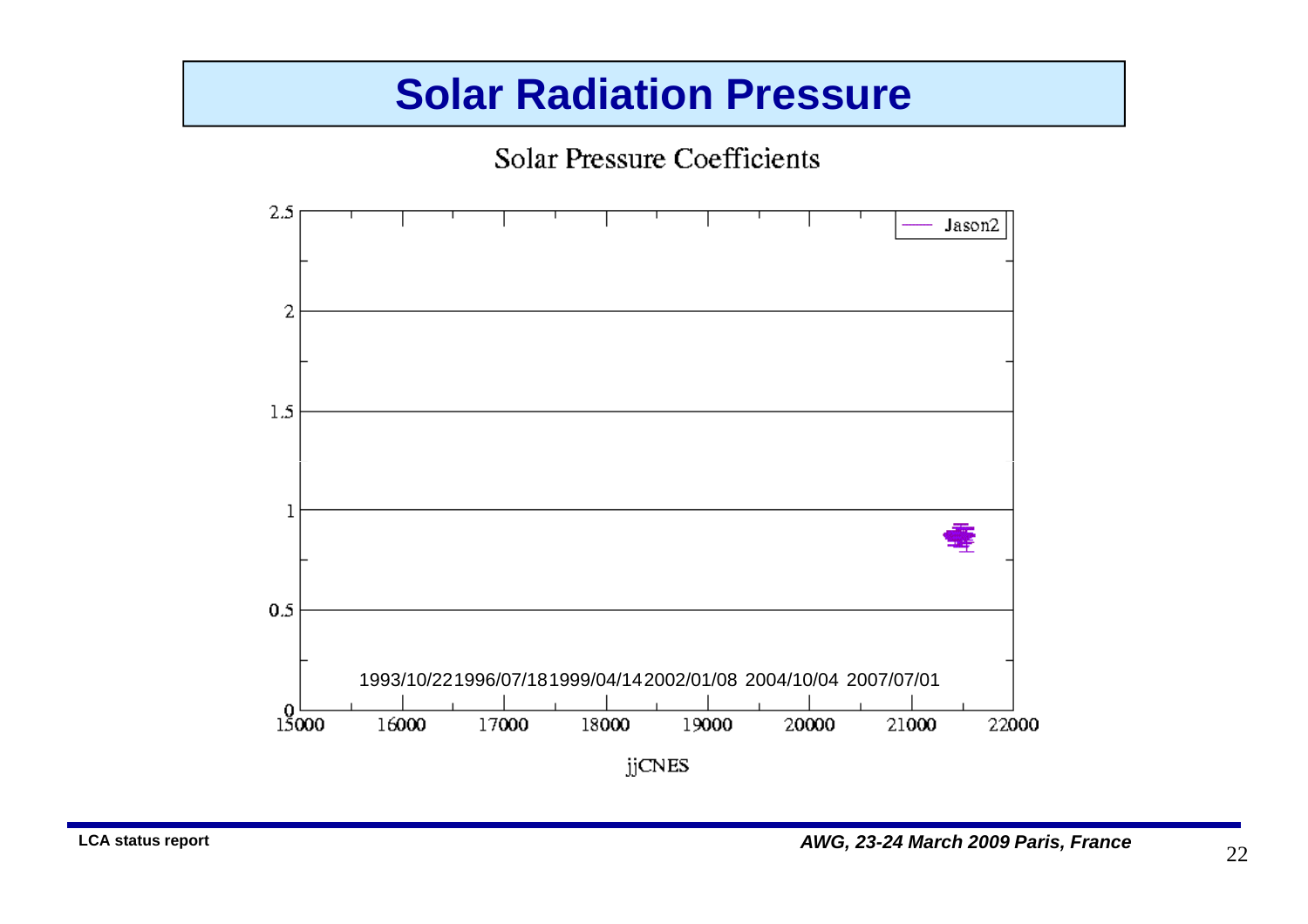# Solar Radiation Pressure

Solar Pressure Coefficients

- y-axis: 0, 0.5, 1, 1.5, 2, 2.5
- x-axis (jjCNES): 15000, 16000, 17000, 18000, 19000, 20000, 21000, 22000
- Dates: 1993/10/22, 1996/07/18, 1999/04/14, 2002/01/08, 2004/10/04, 2007/07/01
- Legend: Jason2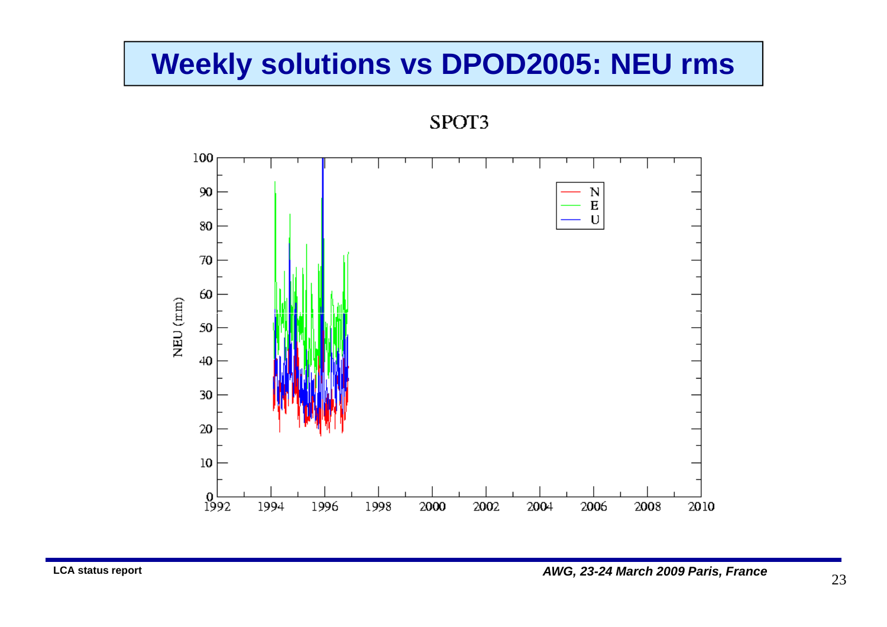# Weekly solutions vs DPOD2005: NEU rms

SPOT3

NEU (mm)

N
E
U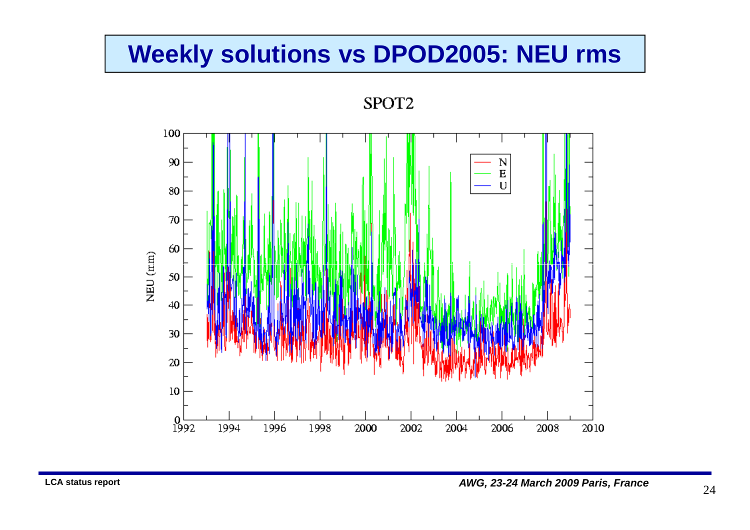# Weekly solutions vs DPOD2005: NEU rms

SPOT2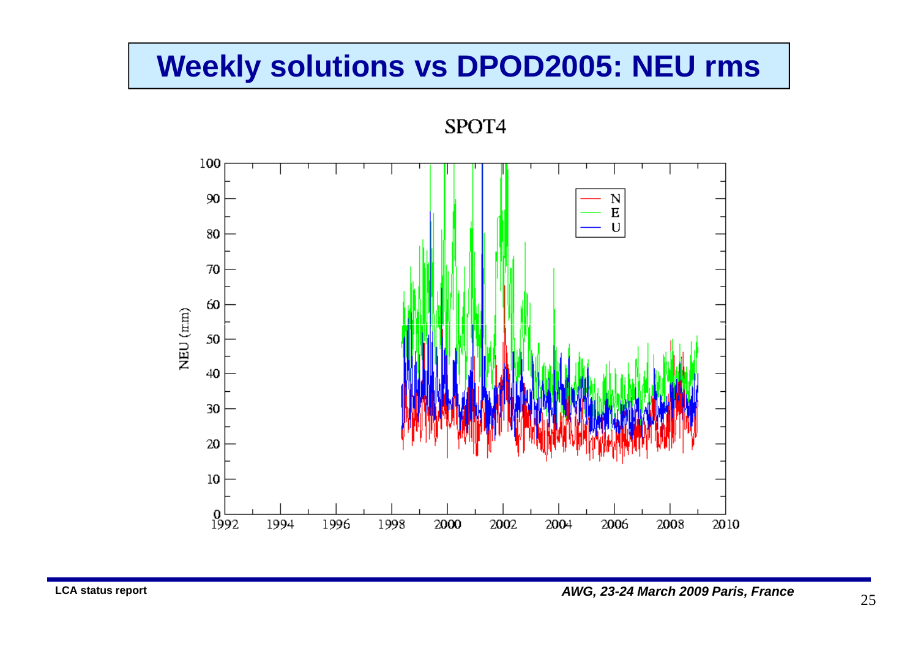# Weekly solutions vs DPOD2005: NEU rms

SPOT4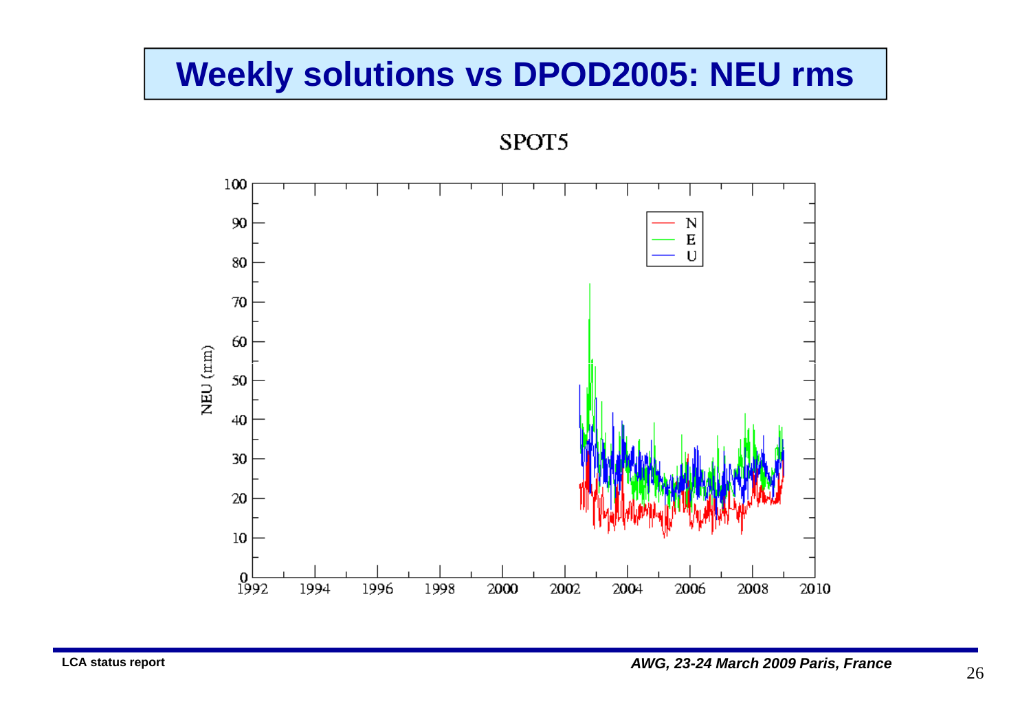# Weekly solutions vs DPOD2005: NEU rms

SPOT5

NEU (mm)

N
E
U

0 10 20 30 40 50 60 70 80 90 100

1992 1994 1996 1998 2000 2002 2004 2006 2008 2010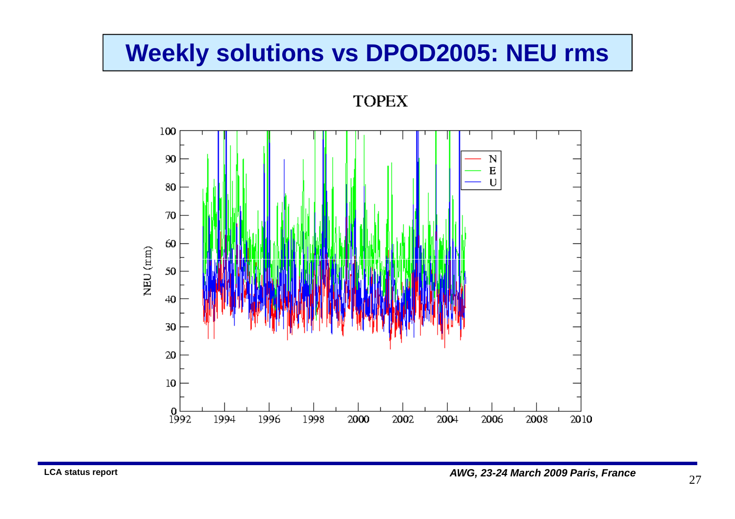# Weekly solutions vs DPOD2005: NEU rms

TOPEX

NEU (mm)

N
E
U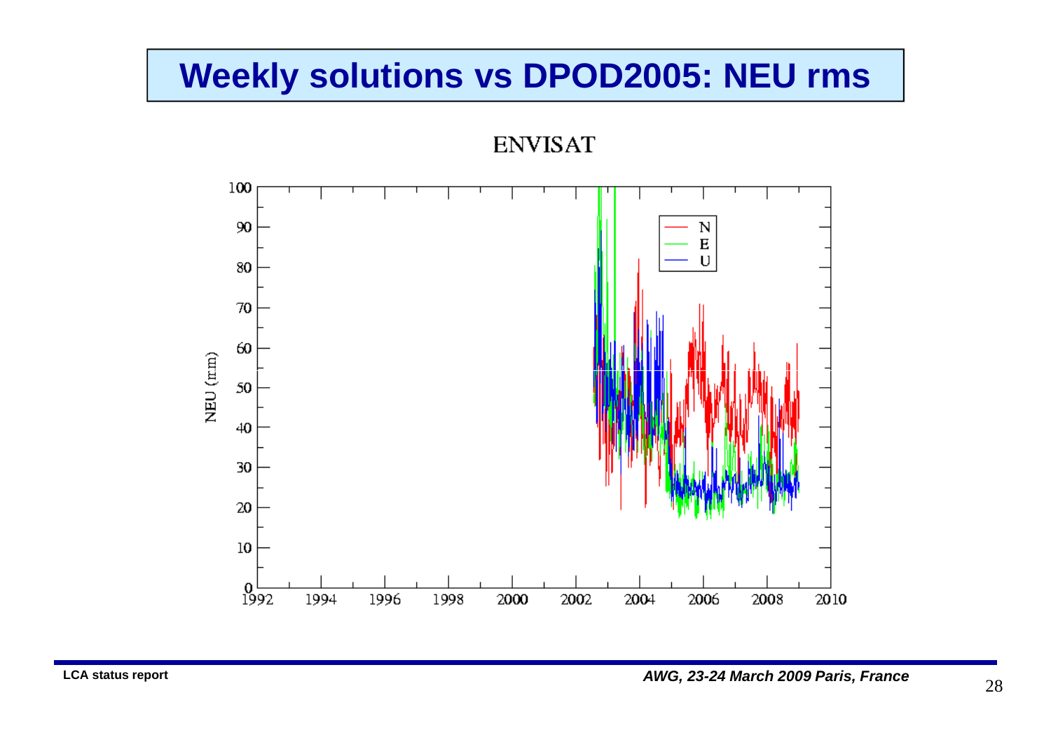# Weekly solutions vs DPOD2005: NEU rms

ENVISAT

NEU (mm)

N
E
U

100
90
80
70
60
50
40
30
20
10
0

1992 1994 1996 1998 2000 2002 2004 2006 2008 2010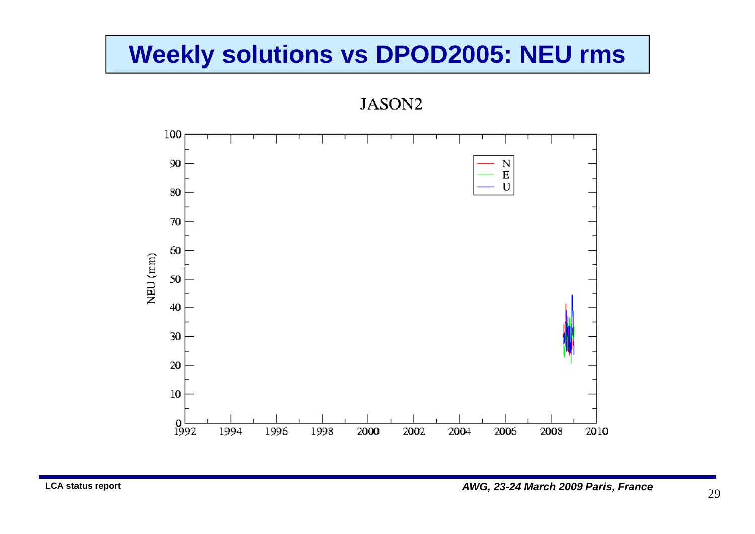# Weekly solutions vs DPOD2005: NEU rms

JASON2

NEU (mm)

N
E
U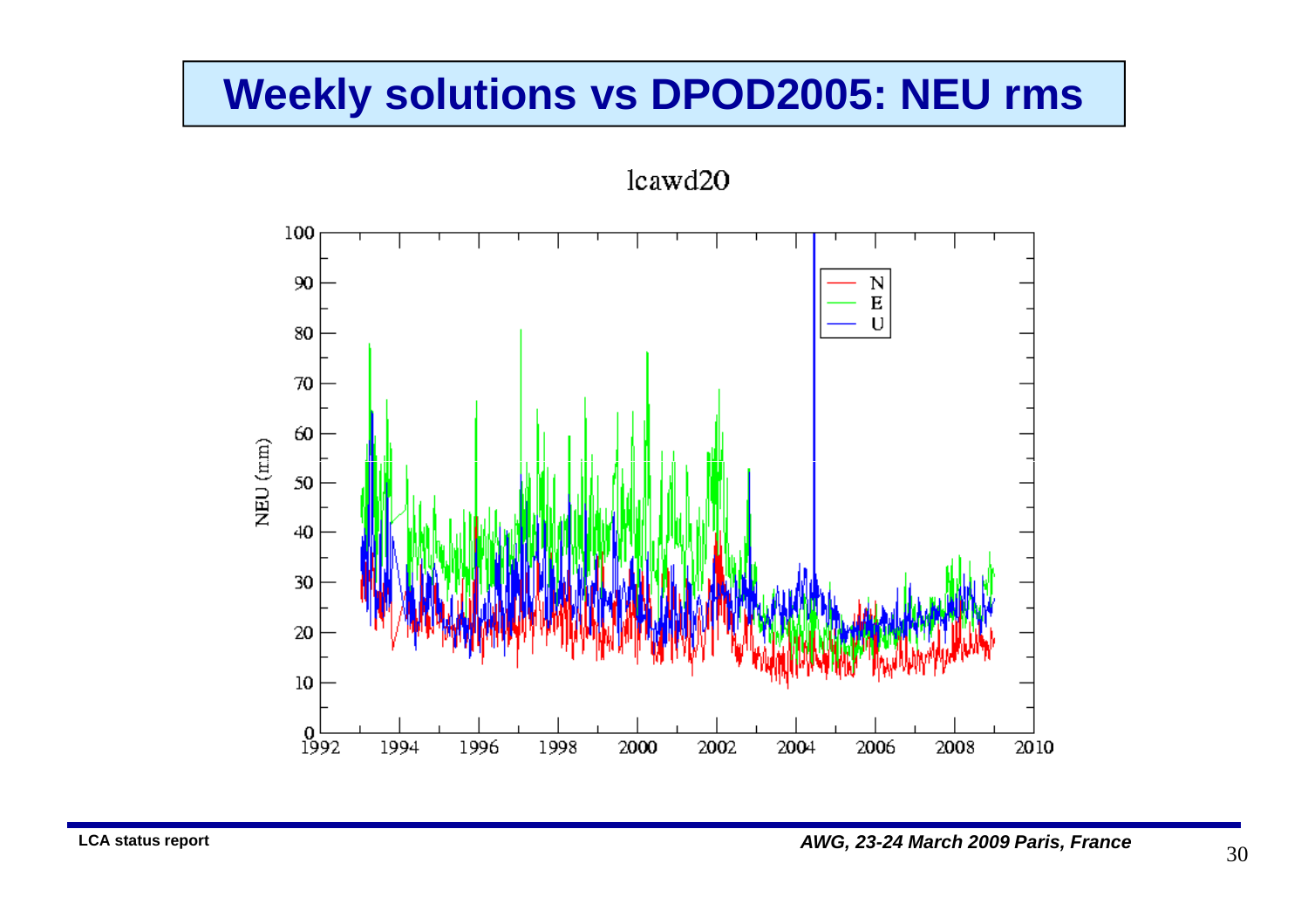# Weekly solutions vs DPOD2005: NEU rms

lcawd20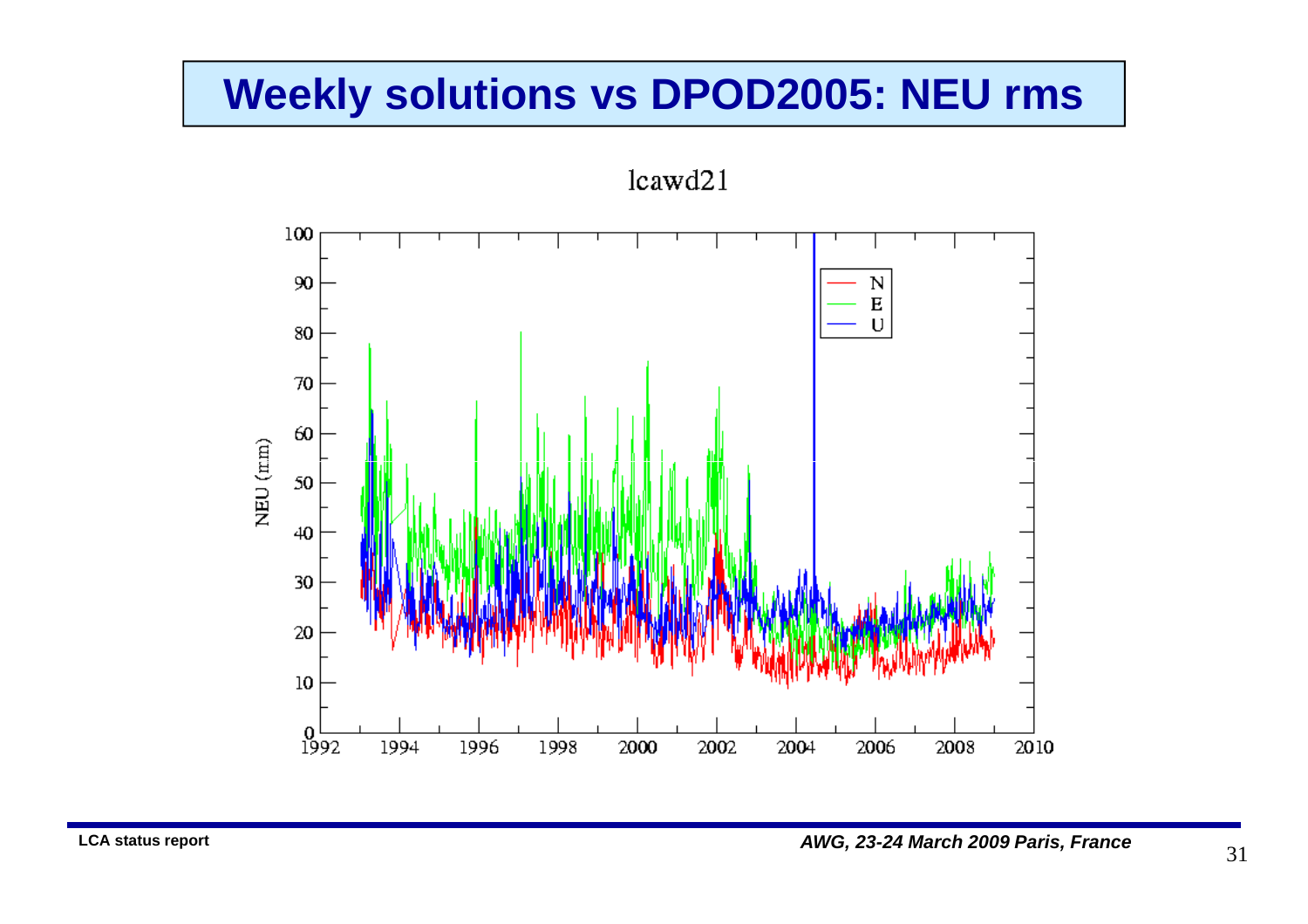# Weekly solutions vs DPOD2005: NEU rms

lcawd21

NEU (mm)

N
E
U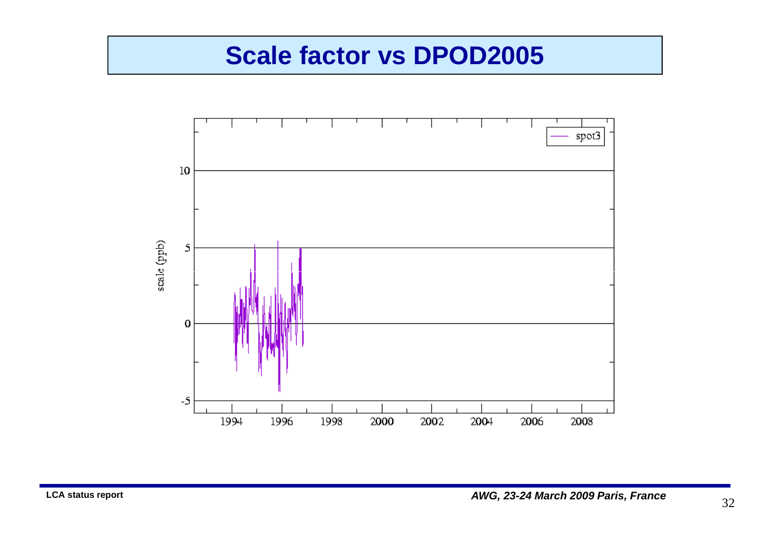# Scale factor vs DPOD2005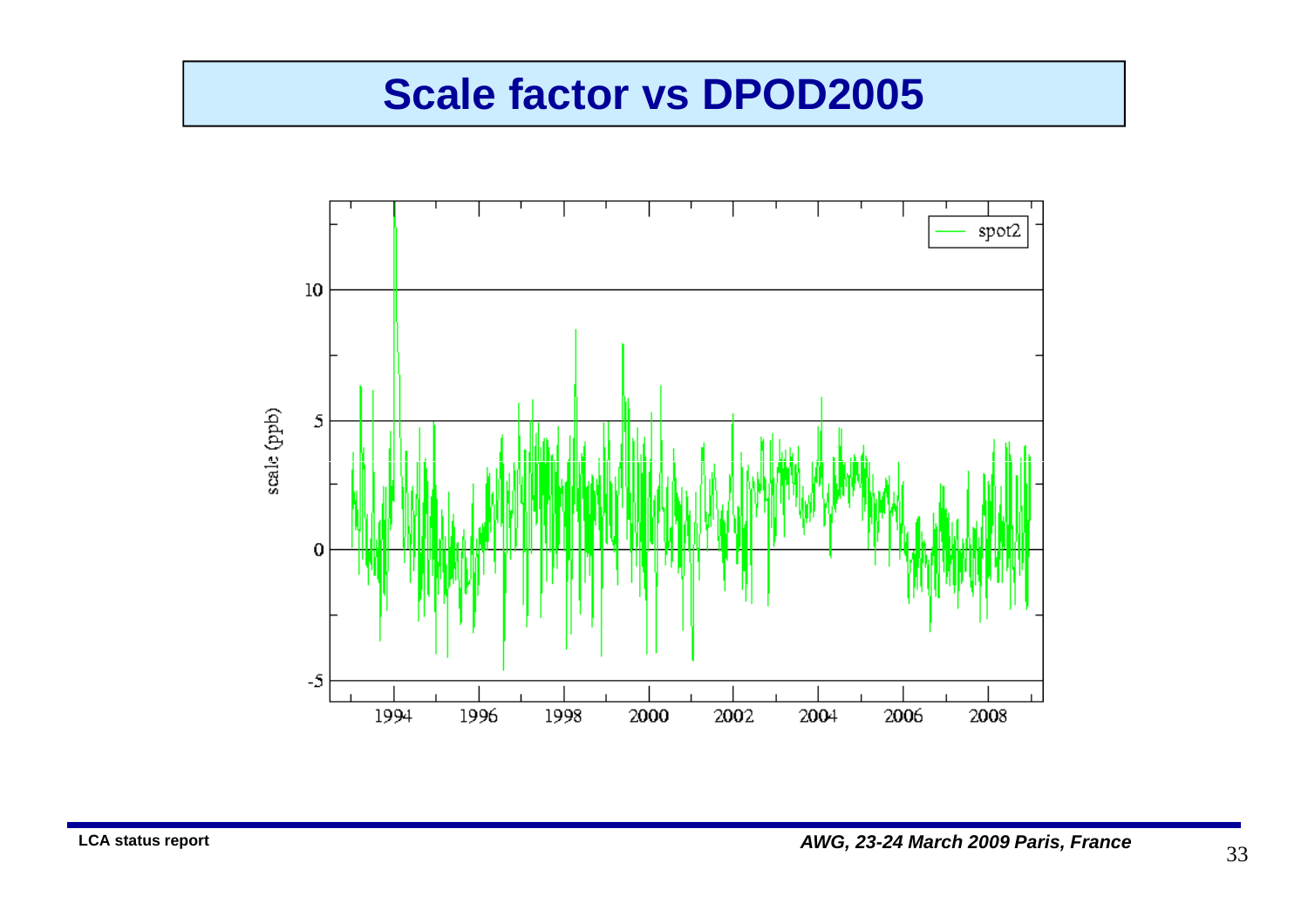# Scale factor vs DPOD2005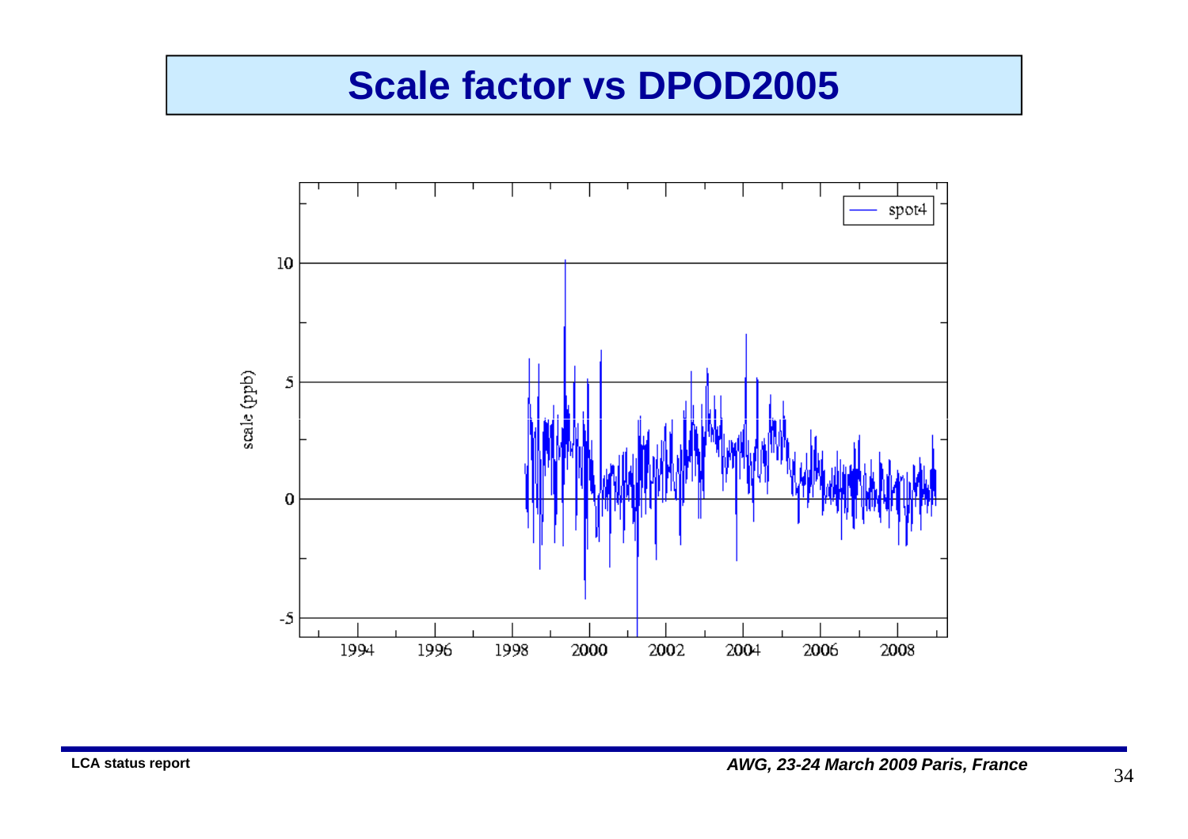# Scale factor vs DPOD2005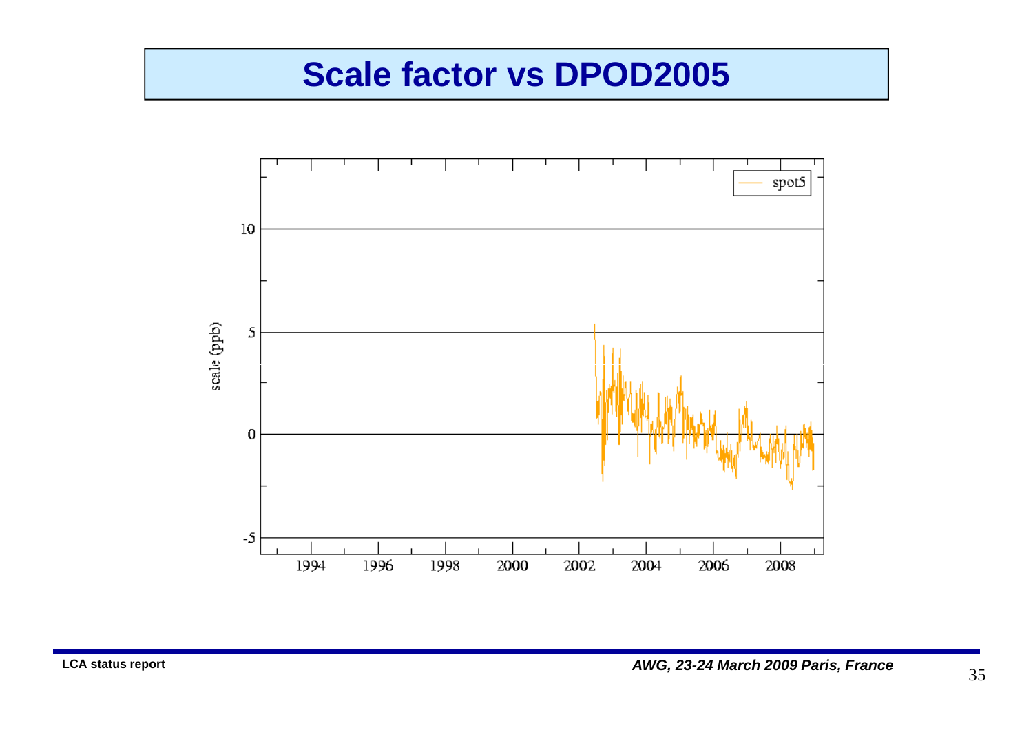# Scale factor vs DPOD2005

spot5

scale (ppb)

10

5

0

-5

1994 1996 1998 2000 2002 2004 2006 2008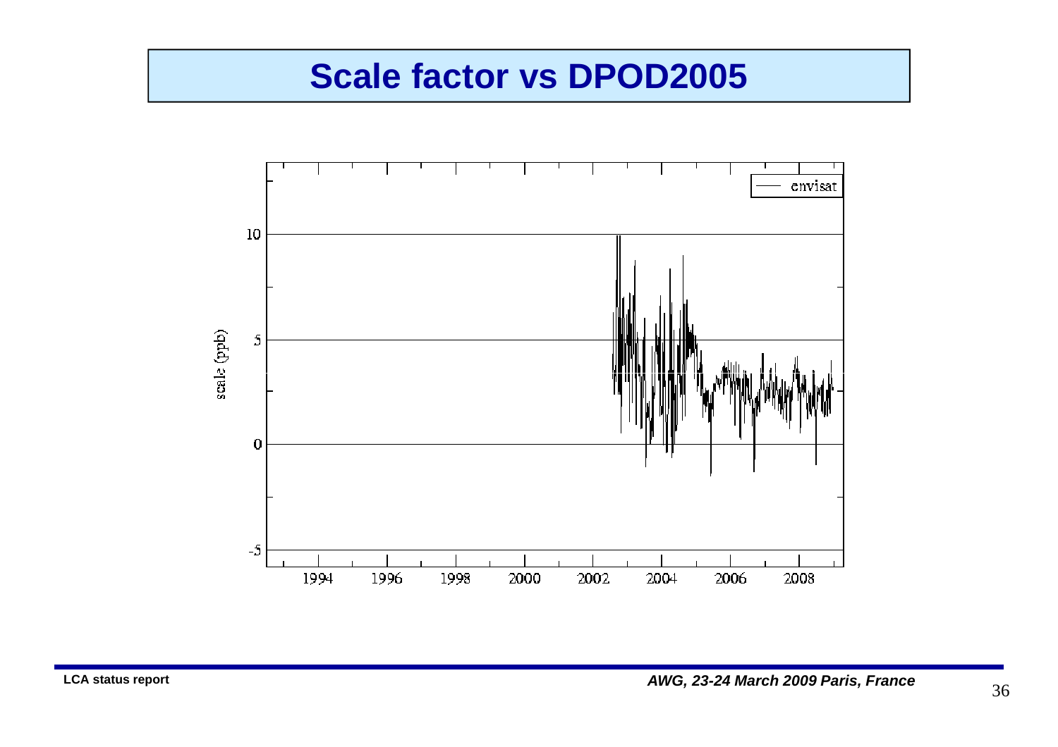# Scale factor vs DPOD2005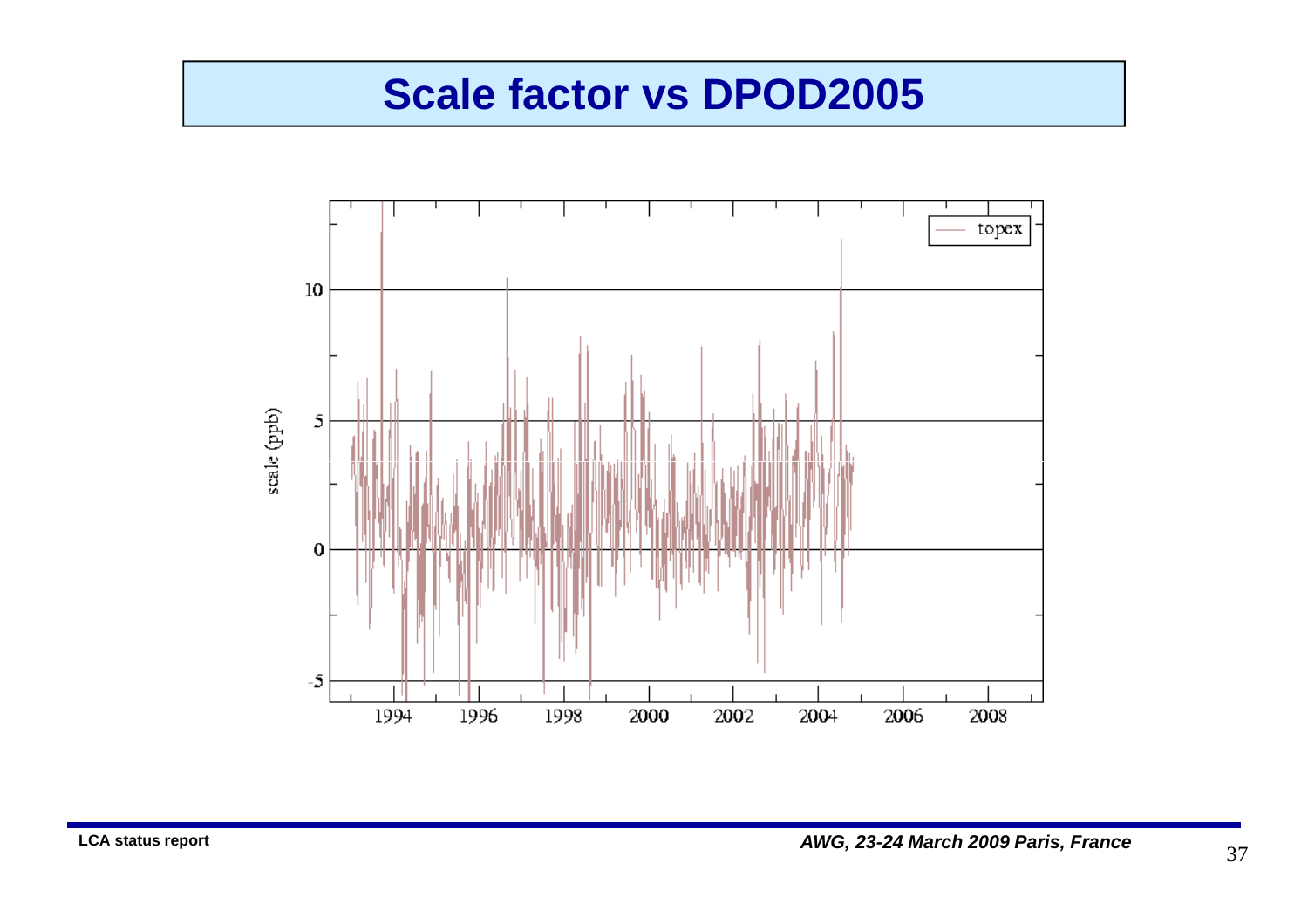# Scale factor vs DPOD2005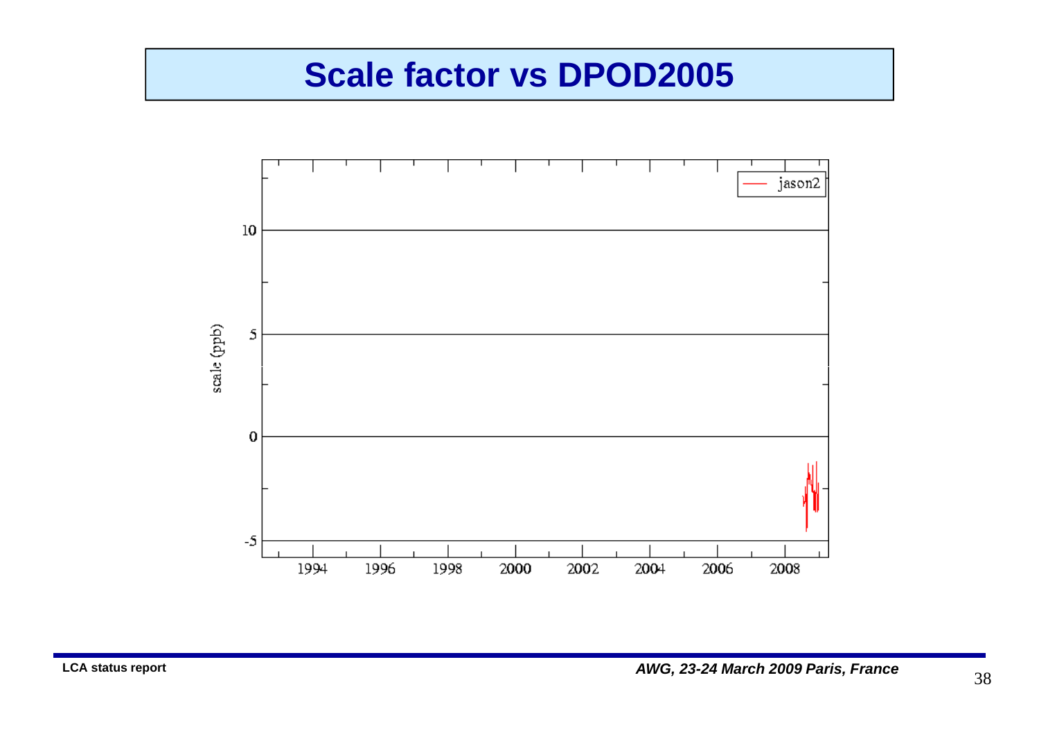# Scale factor vs DPOD2005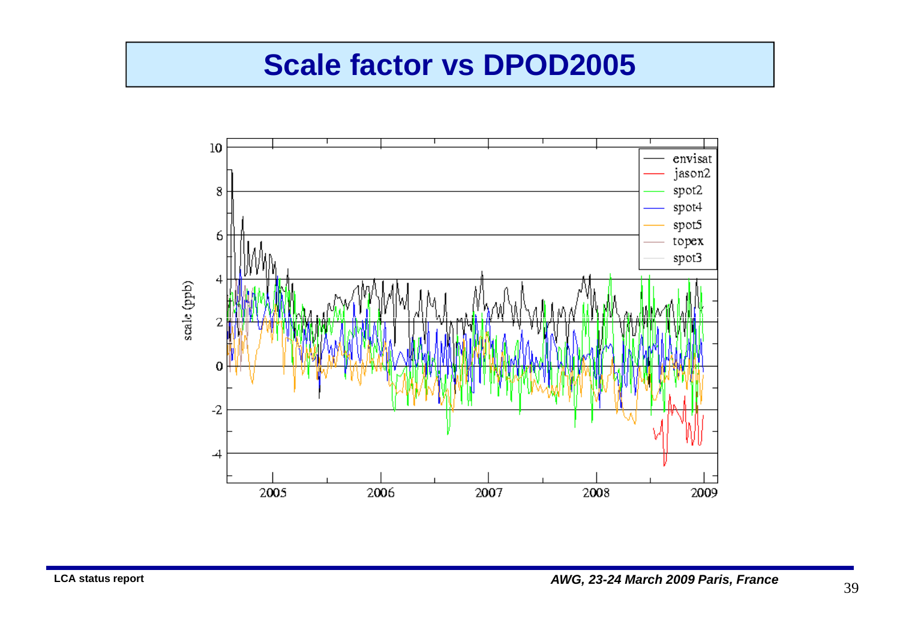# Scale factor vs DPOD2005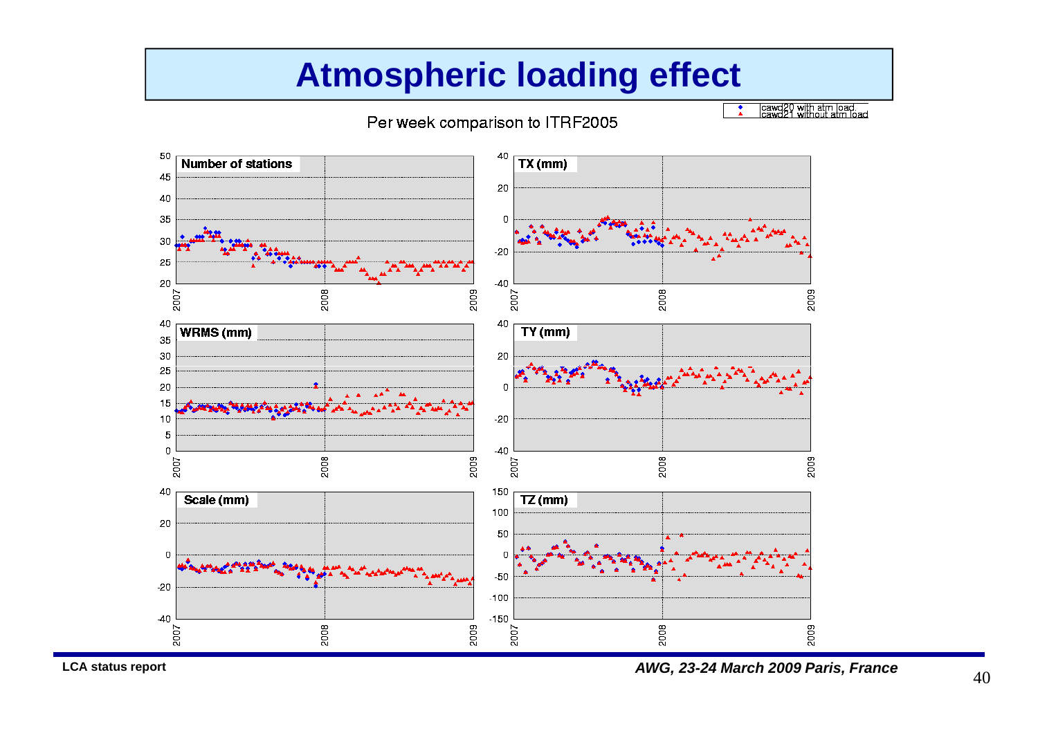# Atmospheric loading effect

Per week comparison to ITRF2005

◆ cawd20 with atm load
▲ cawd21 without atm load

Number of stations

WRMS (mm)

Scale (mm)

TX (mm)

TY (mm)

TZ (mm)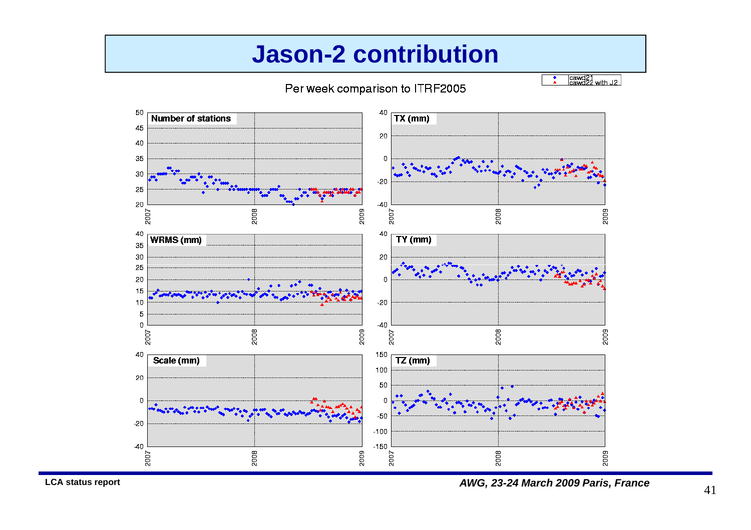# Jason-2 contribution

Per week comparison to ITRF2005

cawd21
cawd22 with J2

Number of stations

TX (mm)

WRMS (mm)

TY (mm)

Scale (mm)

TZ (mm)

LCA status report

*AWG, 23-24 March 2009 Paris, France*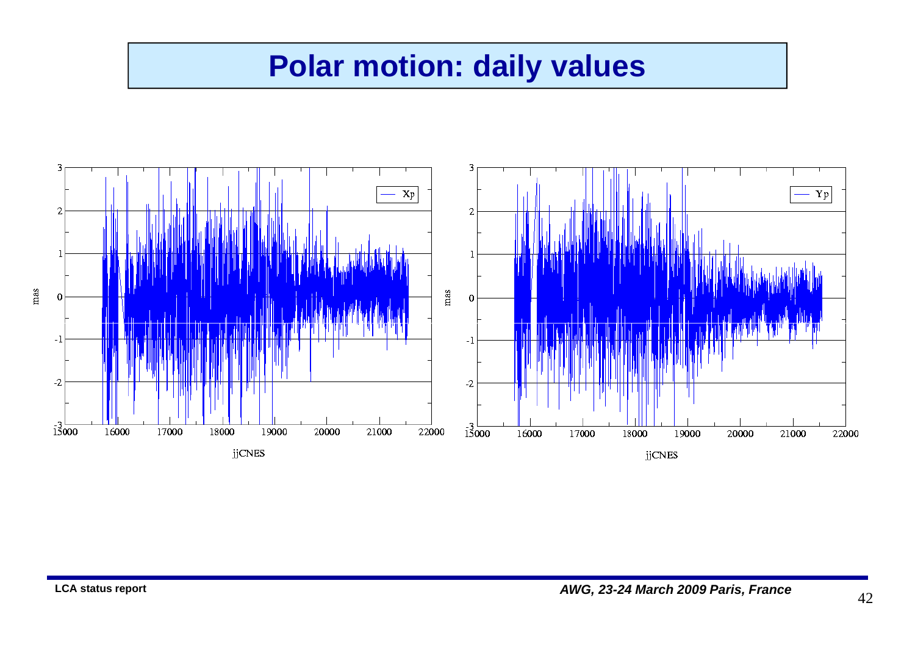# Polar motion: daily values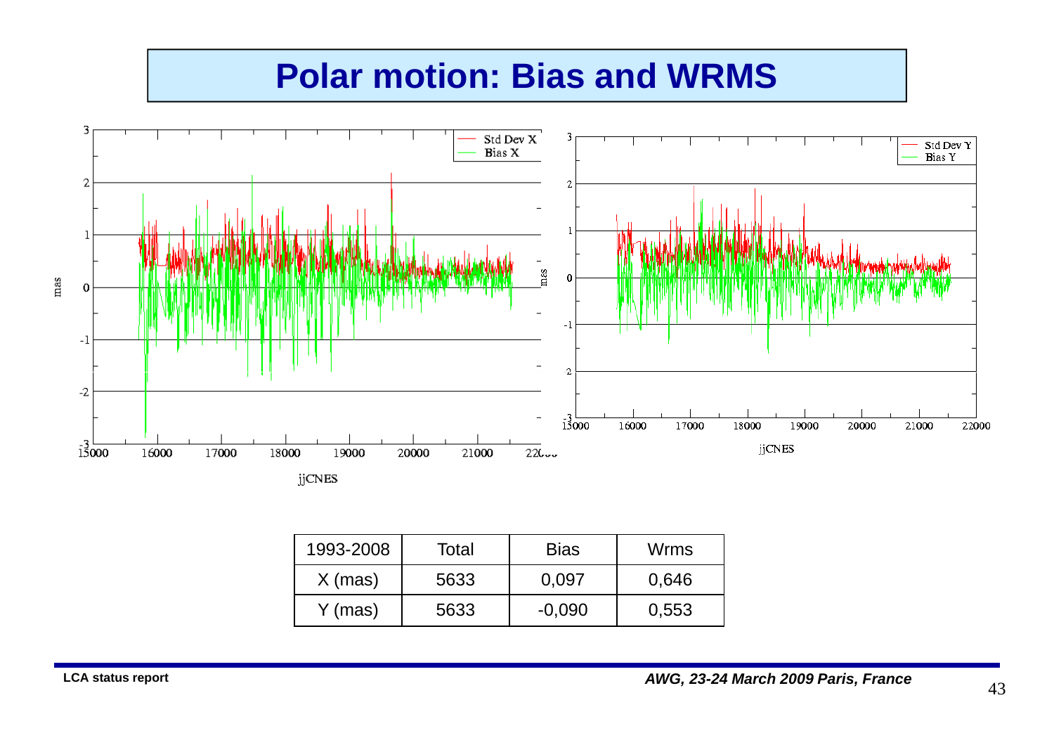# Polar motion: Bias and WRMS

| 1993-2008 | Total | Bias | Wrms |
|---|---|---|---|
| X (mas) | 5633 | 0,097 | 0,646 |
| Y (mas) | 5633 | -0,090 | 0,553 |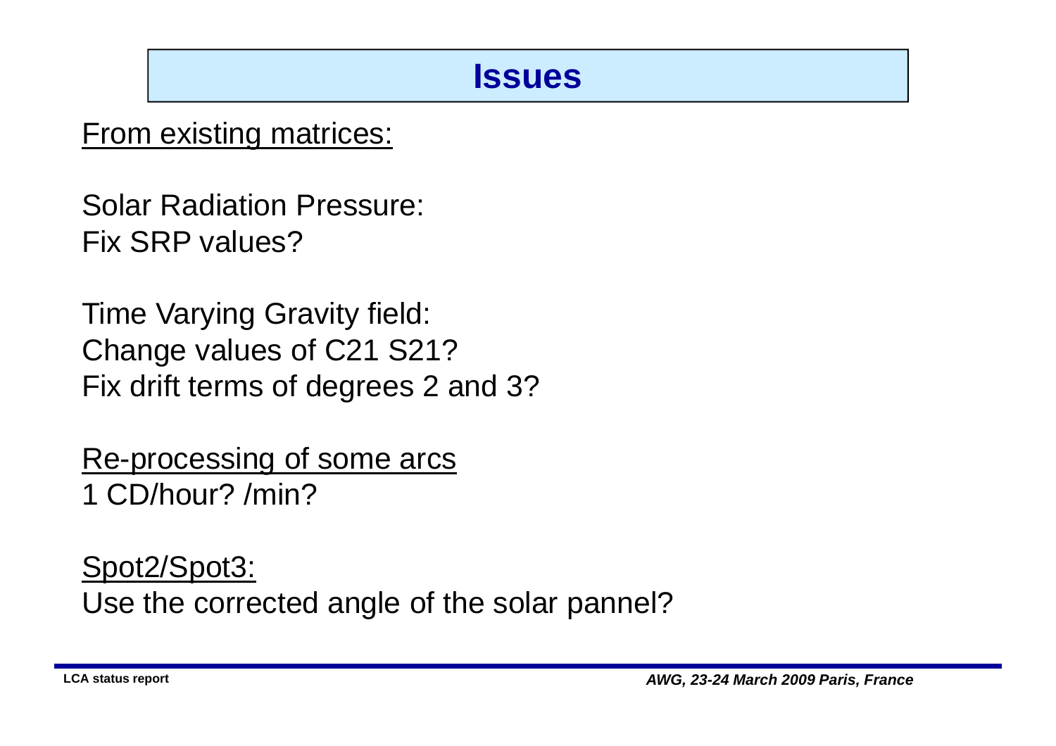# Issues

From existing matrices:

Solar Radiation Pressure:
Fix SRP values?

Time Varying Gravity field:
Change values of C21 S21?
Fix drift terms of degrees 2 and 3?

Re-processing of some arcs
1 CD/hour? /min?

Spot2/Spot3:
Use the corrected angle of the solar pannel?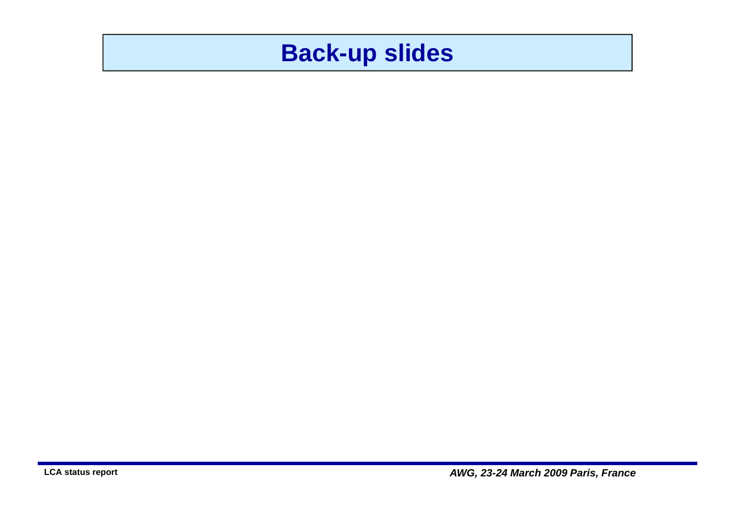# Back-up slides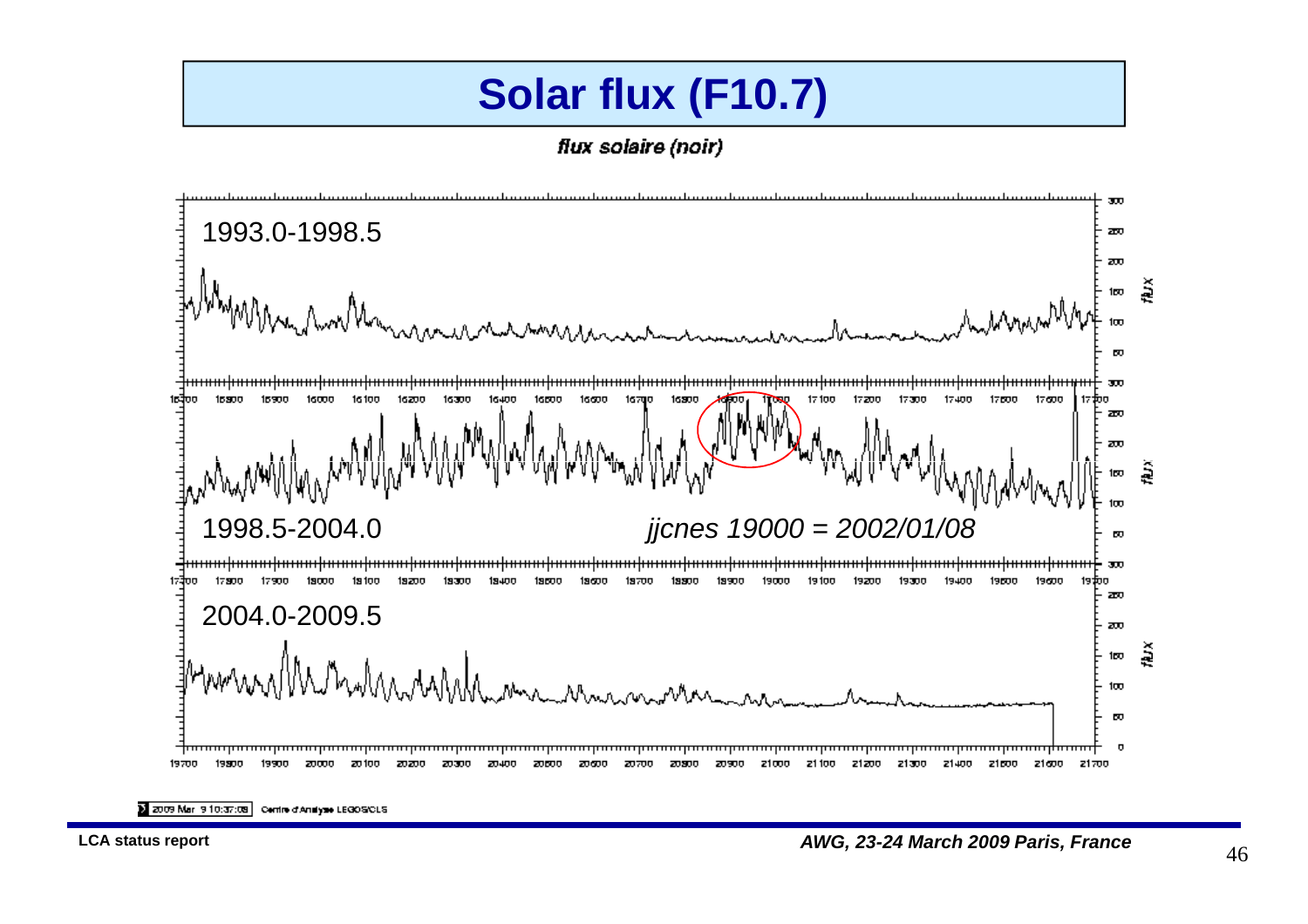# Solar flux (F10.7)

*flux solaire (noir)*

1993.0-1998.5

1998.5-2004.0

*jjcnes 19000 = 2002/01/08*

2004.0-2009.5

16700 16800 16900 17000 17100 17200 17300 17400 17500 17600 17700 17800 17900 18000 18100 18200 18300 18400 18500 18600 18700 18800 18900 19000 19100 19200 19300 19400 19500 19600 19700

19700 19800 19900 20000 20100 20200 20300 20400 20500 20600 20700 20800 20900 21000 21100 21200 21300 21400 21500 21600 21700

flux

0 50 100 150 200 250 300

2009 Mar 9 10:37:08 Centre d'Analyse LEGOS/CLS

LCA status report

*AWG, 23-24 March 2009 Paris, France*